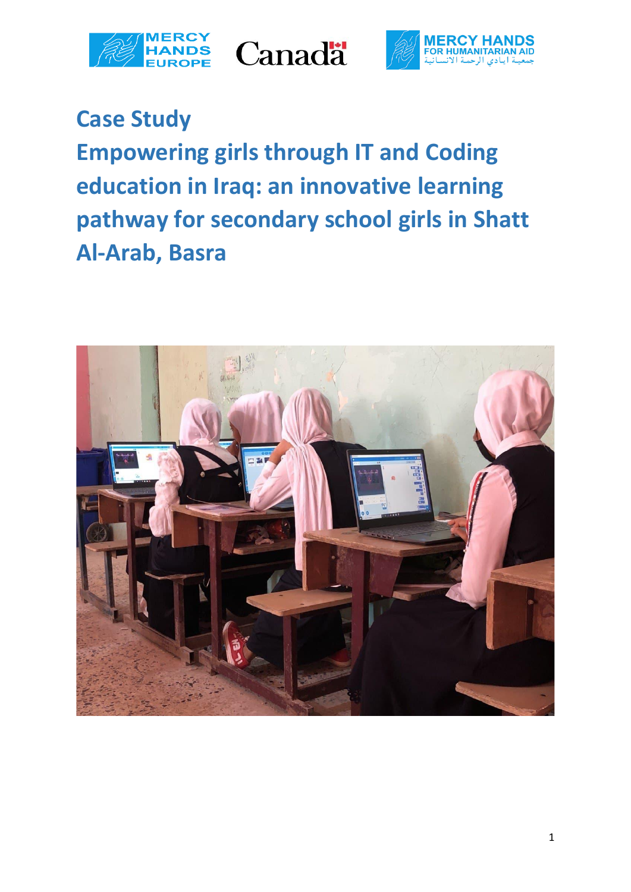# Case Study
# Empowering girls through IT and Coding education in Iraq: an innovative learning pathway for secondary school girls in Shatt Al-Arab, Basra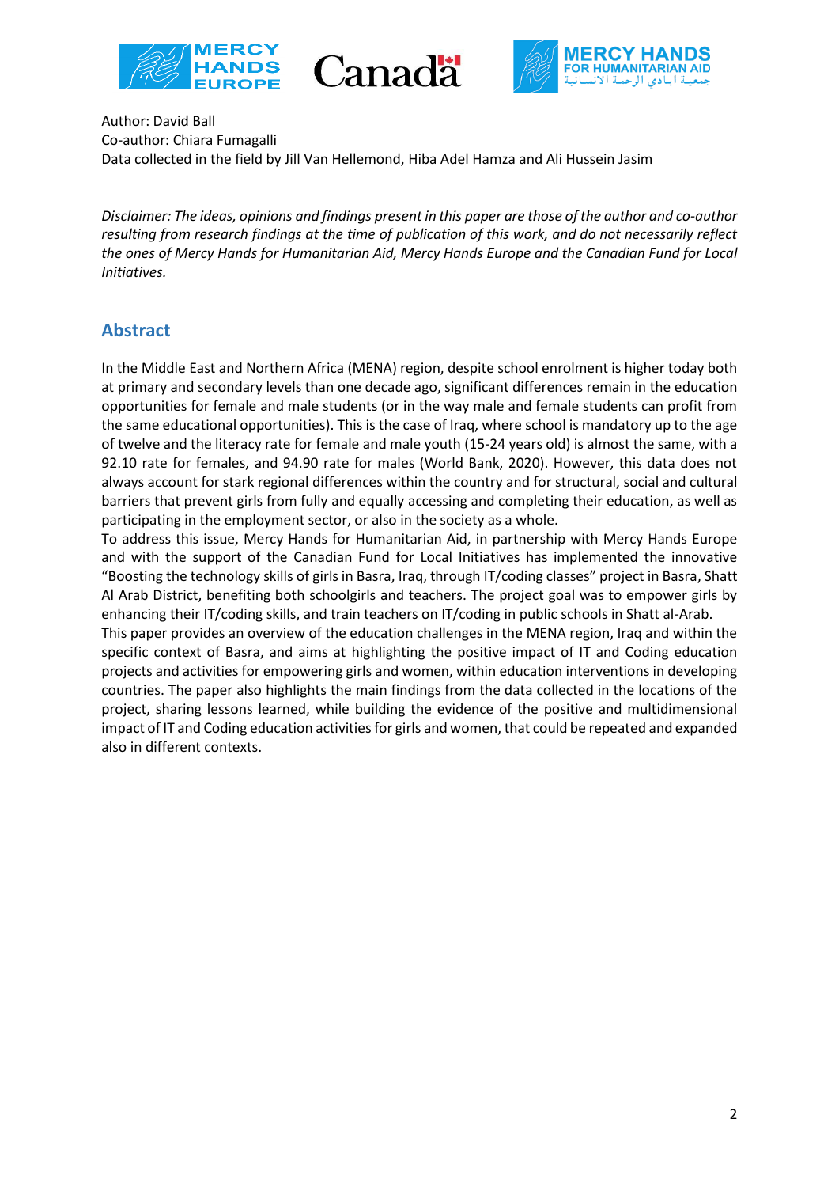Author: David Ball
Co-author: Chiara Fumagalli
Data collected in the field by Jill Van Hellemond, Hiba Adel Hamza and Ali Hussein Jasim

*Disclaimer: The ideas, opinions and findings present in this paper are those of the author and co-author resulting from research findings at the time of publication of this work, and do not necessarily reflect the ones of Mercy Hands for Humanitarian Aid, Mercy Hands Europe and the Canadian Fund for Local Initiatives.*

## Abstract

In the Middle East and Northern Africa (MENA) region, despite school enrolment is higher today both at primary and secondary levels than one decade ago, significant differences remain in the education opportunities for female and male students (or in the way male and female students can profit from the same educational opportunities). This is the case of Iraq, where school is mandatory up to the age of twelve and the literacy rate for female and male youth (15-24 years old) is almost the same, with a 92.10 rate for females, and 94.90 rate for males (World Bank, 2020). However, this data does not always account for stark regional differences within the country and for structural, social and cultural barriers that prevent girls from fully and equally accessing and completing their education, as well as participating in the employment sector, or also in the society as a whole.

To address this issue, Mercy Hands for Humanitarian Aid, in partnership with Mercy Hands Europe and with the support of the Canadian Fund for Local Initiatives has implemented the innovative "Boosting the technology skills of girls in Basra, Iraq, through IT/coding classes" project in Basra, Shatt Al Arab District, benefiting both schoolgirls and teachers. The project goal was to empower girls by enhancing their IT/coding skills, and train teachers on IT/coding in public schools in Shatt al-Arab.

This paper provides an overview of the education challenges in the MENA region, Iraq and within the specific context of Basra, and aims at highlighting the positive impact of IT and Coding education projects and activities for empowering girls and women, within education interventions in developing countries. The paper also highlights the main findings from the data collected in the locations of the project, sharing lessons learned, while building the evidence of the positive and multidimensional impact of IT and Coding education activities for girls and women, that could be repeated and expanded also in different contexts.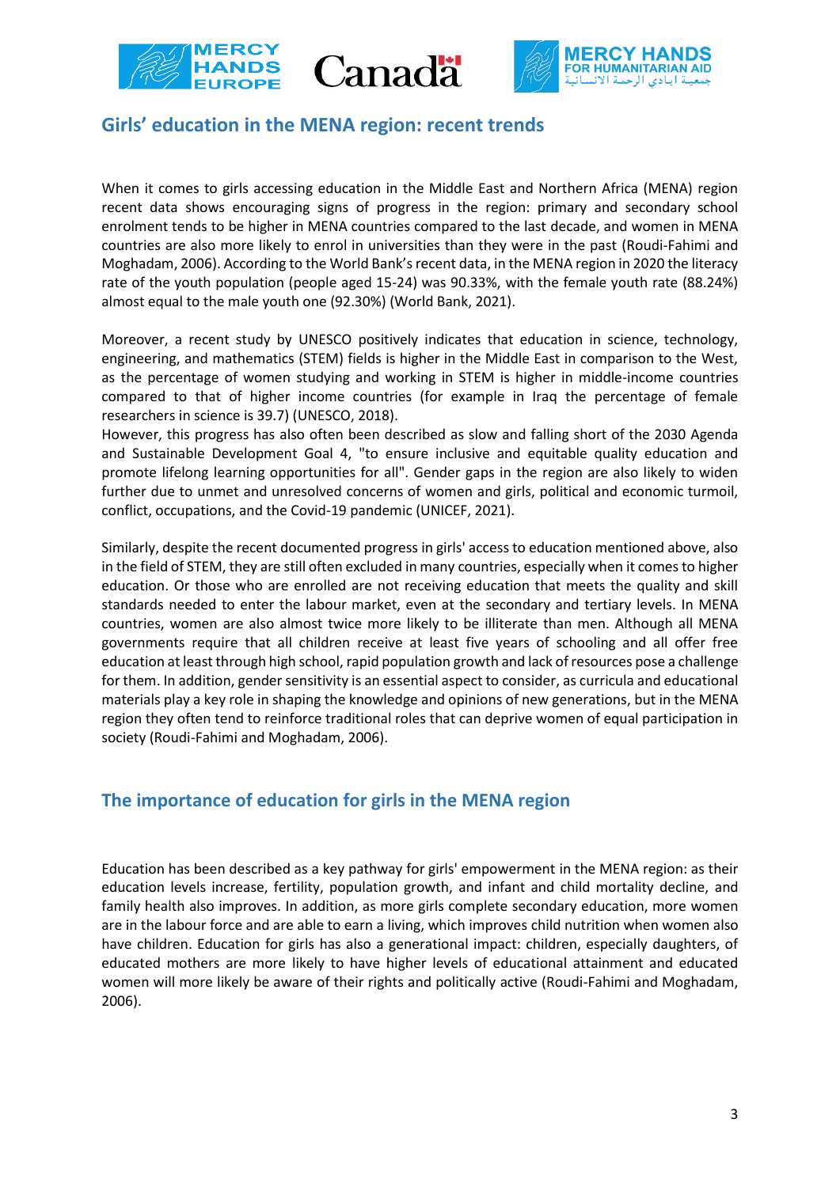## Girls' education in the MENA region: recent trends

When it comes to girls accessing education in the Middle East and Northern Africa (MENA) region recent data shows encouraging signs of progress in the region: primary and secondary school enrolment tends to be higher in MENA countries compared to the last decade, and women in MENA countries are also more likely to enrol in universities than they were in the past (Roudi-Fahimi and Moghadam, 2006). According to the World Bank's recent data, in the MENA region in 2020 the literacy rate of the youth population (people aged 15-24) was 90.33%, with the female youth rate (88.24%) almost equal to the male youth one (92.30%) (World Bank, 2021).

Moreover, a recent study by UNESCO positively indicates that education in science, technology, engineering, and mathematics (STEM) fields is higher in the Middle East in comparison to the West, as the percentage of women studying and working in STEM is higher in middle-income countries compared to that of higher income countries (for example in Iraq the percentage of female researchers in science is 39.7) (UNESCO, 2018).
However, this progress has also often been described as slow and falling short of the 2030 Agenda and Sustainable Development Goal 4, "to ensure inclusive and equitable quality education and promote lifelong learning opportunities for all". Gender gaps in the region are also likely to widen further due to unmet and unresolved concerns of women and girls, political and economic turmoil, conflict, occupations, and the Covid-19 pandemic (UNICEF, 2021).

Similarly, despite the recent documented progress in girls' access to education mentioned above, also in the field of STEM, they are still often excluded in many countries, especially when it comes to higher education. Or those who are enrolled are not receiving education that meets the quality and skill standards needed to enter the labour market, even at the secondary and tertiary levels. In MENA countries, women are also almost twice more likely to be illiterate than men. Although all MENA governments require that all children receive at least five years of schooling and all offer free education at least through high school, rapid population growth and lack of resources pose a challenge for them. In addition, gender sensitivity is an essential aspect to consider, as curricula and educational materials play a key role in shaping the knowledge and opinions of new generations, but in the MENA region they often tend to reinforce traditional roles that can deprive women of equal participation in society (Roudi-Fahimi and Moghadam, 2006).

## The importance of education for girls in the MENA region

Education has been described as a key pathway for girls' empowerment in the MENA region: as their education levels increase, fertility, population growth, and infant and child mortality decline, and family health also improves. In addition, as more girls complete secondary education, more women are in the labour force and are able to earn a living, which improves child nutrition when women also have children. Education for girls has also a generational impact: children, especially daughters, of educated mothers are more likely to have higher levels of educational attainment and educated women will more likely be aware of their rights and politically active (Roudi-Fahimi and Moghadam, 2006).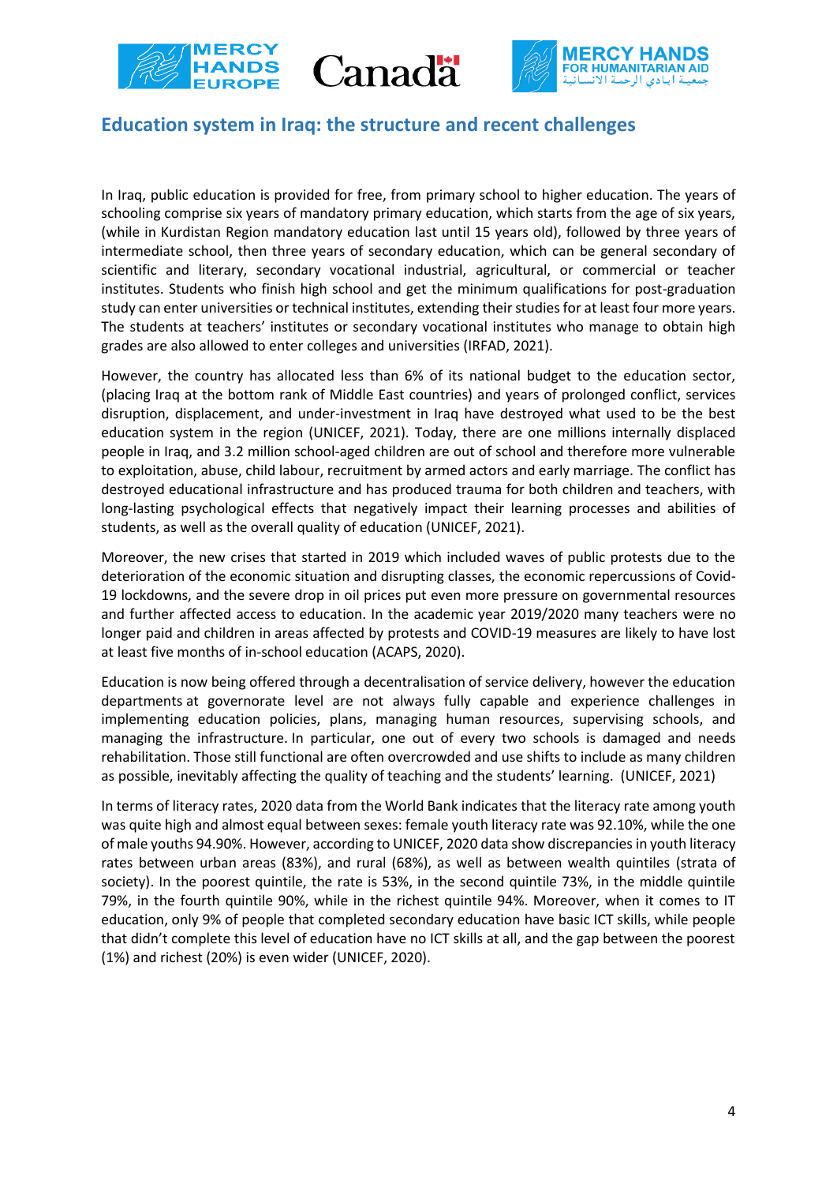## Education system in Iraq: the structure and recent challenges

In Iraq, public education is provided for free, from primary school to higher education. The years of schooling comprise six years of mandatory primary education, which starts from the age of six years, (while in Kurdistan Region mandatory education last until 15 years old), followed by three years of intermediate school, then three years of secondary education, which can be general secondary of scientific and literary, secondary vocational industrial, agricultural, or commercial or teacher institutes. Students who finish high school and get the minimum qualifications for post-graduation study can enter universities or technical institutes, extending their studies for at least four more years. The students at teachers' institutes or secondary vocational institutes who manage to obtain high grades are also allowed to enter colleges and universities (IRFAD, 2021).

However, the country has allocated less than 6% of its national budget to the education sector, (placing Iraq at the bottom rank of Middle East countries) and years of prolonged conflict, services disruption, displacement, and under-investment in Iraq have destroyed what used to be the best education system in the region (UNICEF, 2021). Today, there are one millions internally displaced people in Iraq, and 3.2 million school-aged children are out of school and therefore more vulnerable to exploitation, abuse, child labour, recruitment by armed actors and early marriage. The conflict has destroyed educational infrastructure and has produced trauma for both children and teachers, with long-lasting psychological effects that negatively impact their learning processes and abilities of students, as well as the overall quality of education (UNICEF, 2021).

Moreover, the new crises that started in 2019 which included waves of public protests due to the deterioration of the economic situation and disrupting classes, the economic repercussions of Covid-19 lockdowns, and the severe drop in oil prices put even more pressure on governmental resources and further affected access to education. In the academic year 2019/2020 many teachers were no longer paid and children in areas affected by protests and COVID-19 measures are likely to have lost at least five months of in-school education (ACAPS, 2020).

Education is now being offered through a decentralisation of service delivery, however the education departments at governorate level are not always fully capable and experience challenges in implementing education policies, plans, managing human resources, supervising schools, and managing the infrastructure. In particular, one out of every two schools is damaged and needs rehabilitation. Those still functional are often overcrowded and use shifts to include as many children as possible, inevitably affecting the quality of teaching and the students' learning. (UNICEF, 2021)

In terms of literacy rates, 2020 data from the World Bank indicates that the literacy rate among youth was quite high and almost equal between sexes: female youth literacy rate was 92.10%, while the one of male youths 94.90%. However, according to UNICEF, 2020 data show discrepancies in youth literacy rates between urban areas (83%), and rural (68%), as well as between wealth quintiles (strata of society). In the poorest quintile, the rate is 53%, in the second quintile 73%, in the middle quintile 79%, in the fourth quintile 90%, while in the richest quintile 94%. Moreover, when it comes to IT education, only 9% of people that completed secondary education have basic ICT skills, while people that didn't complete this level of education have no ICT skills at all, and the gap between the poorest (1%) and richest (20%) is even wider (UNICEF, 2020).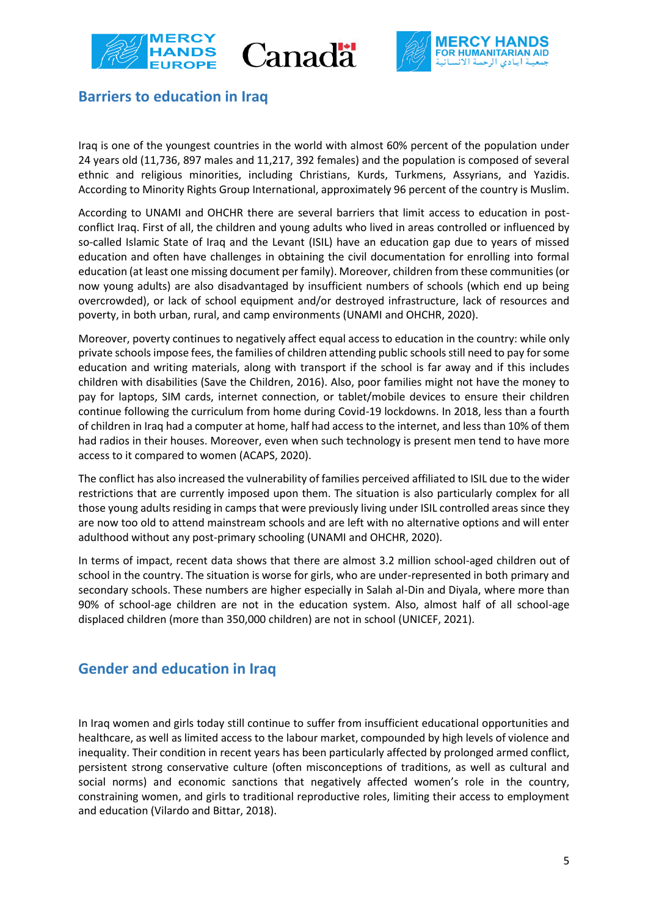## Barriers to education in Iraq

Iraq is one of the youngest countries in the world with almost 60% percent of the population under 24 years old (11,736, 897 males and 11,217, 392 females) and the population is composed of several ethnic and religious minorities, including Christians, Kurds, Turkmens, Assyrians, and Yazidis. According to Minority Rights Group International, approximately 96 percent of the country is Muslim.

According to UNAMI and OHCHR there are several barriers that limit access to education in post-conflict Iraq. First of all, the children and young adults who lived in areas controlled or influenced by so-called Islamic State of Iraq and the Levant (ISIL) have an education gap due to years of missed education and often have challenges in obtaining the civil documentation for enrolling into formal education (at least one missing document per family). Moreover, children from these communities (or now young adults) are also disadvantaged by insufficient numbers of schools (which end up being overcrowded), or lack of school equipment and/or destroyed infrastructure, lack of resources and poverty, in both urban, rural, and camp environments (UNAMI and OHCHR, 2020).

Moreover, poverty continues to negatively affect equal access to education in the country: while only private schools impose fees, the families of children attending public schools still need to pay for some education and writing materials, along with transport if the school is far away and if this includes children with disabilities (Save the Children, 2016). Also, poor families might not have the money to pay for laptops, SIM cards, internet connection, or tablet/mobile devices to ensure their children continue following the curriculum from home during Covid-19 lockdowns. In 2018, less than a fourth of children in Iraq had a computer at home, half had access to the internet, and less than 10% of them had radios in their houses. Moreover, even when such technology is present men tend to have more access to it compared to women (ACAPS, 2020).

The conflict has also increased the vulnerability of families perceived affiliated to ISIL due to the wider restrictions that are currently imposed upon them. The situation is also particularly complex for all those young adults residing in camps that were previously living under ISIL controlled areas since they are now too old to attend mainstream schools and are left with no alternative options and will enter adulthood without any post-primary schooling (UNAMI and OHCHR, 2020).

In terms of impact, recent data shows that there are almost 3.2 million school-aged children out of school in the country. The situation is worse for girls, who are under-represented in both primary and secondary schools. These numbers are higher especially in Salah al-Din and Diyala, where more than 90% of school-age children are not in the education system. Also, almost half of all school-age displaced children (more than 350,000 children) are not in school (UNICEF, 2021).

## Gender and education in Iraq

In Iraq women and girls today still continue to suffer from insufficient educational opportunities and healthcare, as well as limited access to the labour market, compounded by high levels of violence and inequality. Their condition in recent years has been particularly affected by prolonged armed conflict, persistent strong conservative culture (often misconceptions of traditions, as well as cultural and social norms) and economic sanctions that negatively affected women's role in the country, constraining women, and girls to traditional reproductive roles, limiting their access to employment and education (Vilardo and Bittar, 2018).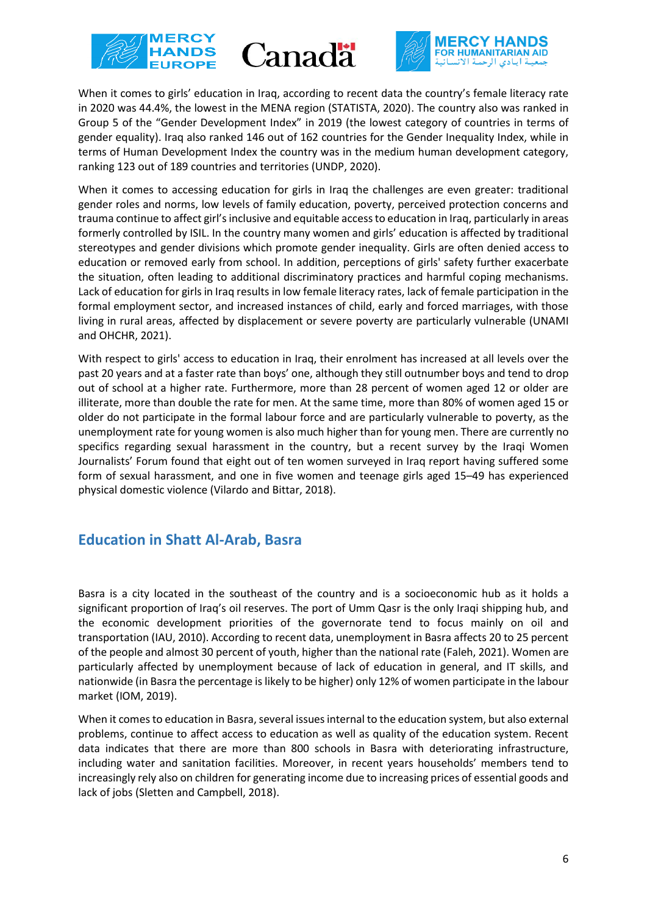When it comes to girls' education in Iraq, according to recent data the country's female literacy rate in 2020 was 44.4%, the lowest in the MENA region (STATISTA, 2020). The country also was ranked in Group 5 of the "Gender Development Index" in 2019 (the lowest category of countries in terms of gender equality). Iraq also ranked 146 out of 162 countries for the Gender Inequality Index, while in terms of Human Development Index the country was in the medium human development category, ranking 123 out of 189 countries and territories (UNDP, 2020).

When it comes to accessing education for girls in Iraq the challenges are even greater: traditional gender roles and norms, low levels of family education, poverty, perceived protection concerns and trauma continue to affect girl's inclusive and equitable access to education in Iraq, particularly in areas formerly controlled by ISIL. In the country many women and girls' education is affected by traditional stereotypes and gender divisions which promote gender inequality. Girls are often denied access to education or removed early from school. In addition, perceptions of girls' safety further exacerbate the situation, often leading to additional discriminatory practices and harmful coping mechanisms. Lack of education for girls in Iraq results in low female literacy rates, lack of female participation in the formal employment sector, and increased instances of child, early and forced marriages, with those living in rural areas, affected by displacement or severe poverty are particularly vulnerable (UNAMI and OHCHR, 2021).

With respect to girls' access to education in Iraq, their enrolment has increased at all levels over the past 20 years and at a faster rate than boys' one, although they still outnumber boys and tend to drop out of school at a higher rate. Furthermore, more than 28 percent of women aged 12 or older are illiterate, more than double the rate for men. At the same time, more than 80% of women aged 15 or older do not participate in the formal labour force and are particularly vulnerable to poverty, as the unemployment rate for young women is also much higher than for young men. There are currently no specifics regarding sexual harassment in the country, but a recent survey by the Iraqi Women Journalists' Forum found that eight out of ten women surveyed in Iraq report having suffered some form of sexual harassment, and one in five women and teenage girls aged 15–49 has experienced physical domestic violence (Vilardo and Bittar, 2018).

## Education in Shatt Al-Arab, Basra

Basra is a city located in the southeast of the country and is a socioeconomic hub as it holds a significant proportion of Iraq's oil reserves. The port of Umm Qasr is the only Iraqi shipping hub, and the economic development priorities of the governorate tend to focus mainly on oil and transportation (IAU, 2010). According to recent data, unemployment in Basra affects 20 to 25 percent of the people and almost 30 percent of youth, higher than the national rate (Faleh, 2021). Women are particularly affected by unemployment because of lack of education in general, and IT skills, and nationwide (in Basra the percentage is likely to be higher) only 12% of women participate in the labour market (IOM, 2019).

When it comes to education in Basra, several issues internal to the education system, but also external problems, continue to affect access to education as well as quality of the education system. Recent data indicates that there are more than 800 schools in Basra with deteriorating infrastructure, including water and sanitation facilities. Moreover, in recent years households' members tend to increasingly rely also on children for generating income due to increasing prices of essential goods and lack of jobs (Sletten and Campbell, 2018).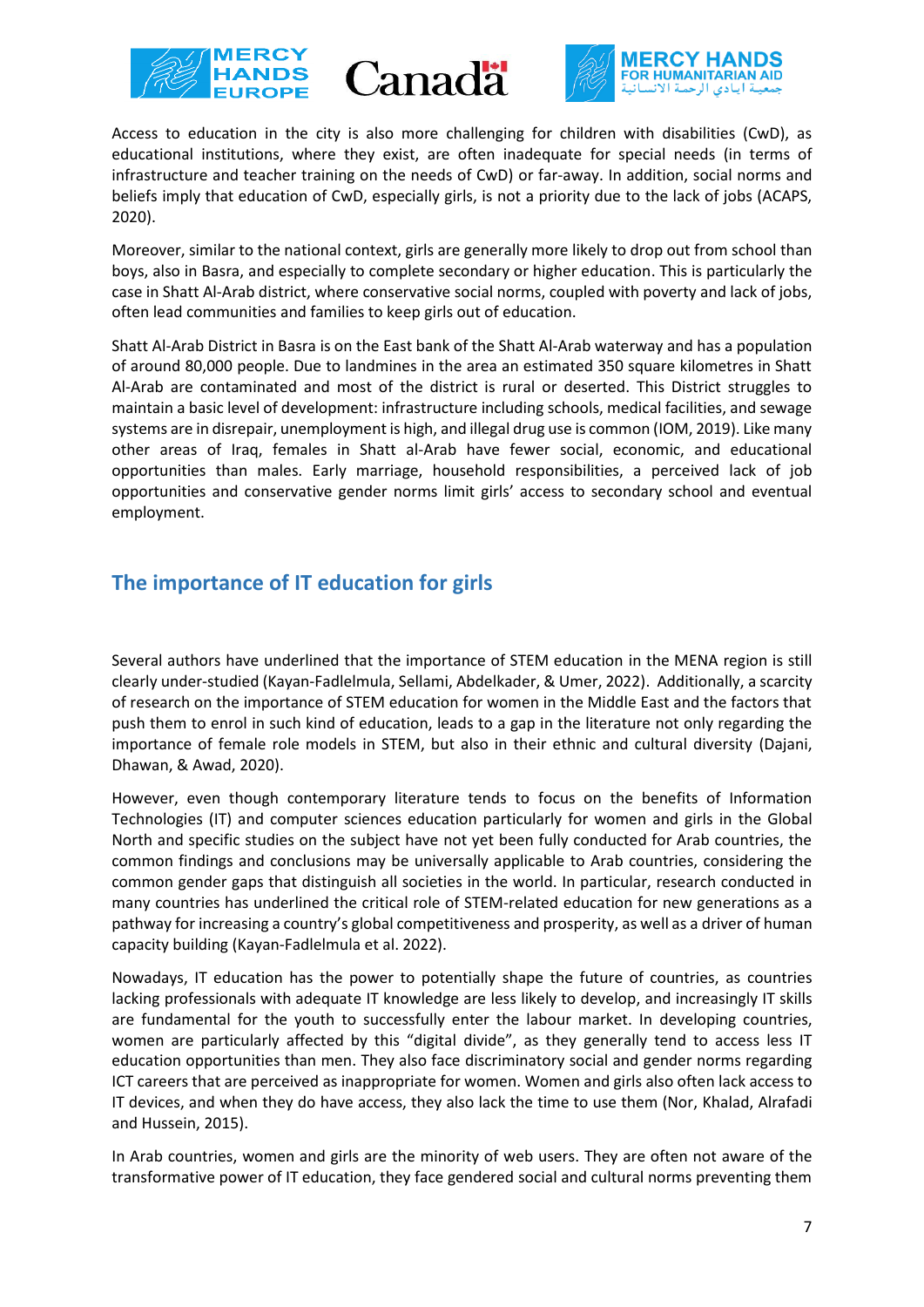Access to education in the city is also more challenging for children with disabilities (CwD), as educational institutions, where they exist, are often inadequate for special needs (in terms of infrastructure and teacher training on the needs of CwD) or far-away. In addition, social norms and beliefs imply that education of CwD, especially girls, is not a priority due to the lack of jobs (ACAPS, 2020).

Moreover, similar to the national context, girls are generally more likely to drop out from school than boys, also in Basra, and especially to complete secondary or higher education. This is particularly the case in Shatt Al-Arab district, where conservative social norms, coupled with poverty and lack of jobs, often lead communities and families to keep girls out of education.

Shatt Al-Arab District in Basra is on the East bank of the Shatt Al-Arab waterway and has a population of around 80,000 people. Due to landmines in the area an estimated 350 square kilometres in Shatt Al-Arab are contaminated and most of the district is rural or deserted. This District struggles to maintain a basic level of development: infrastructure including schools, medical facilities, and sewage systems are in disrepair, unemployment is high, and illegal drug use is common (IOM, 2019). Like many other areas of Iraq, females in Shatt al-Arab have fewer social, economic, and educational opportunities than males. Early marriage, household responsibilities, a perceived lack of job opportunities and conservative gender norms limit girls' access to secondary school and eventual employment.

## The importance of IT education for girls

Several authors have underlined that the importance of STEM education in the MENA region is still clearly under-studied (Kayan-Fadlelmula, Sellami, Abdelkader, & Umer, 2022). Additionally, a scarcity of research on the importance of STEM education for women in the Middle East and the factors that push them to enrol in such kind of education, leads to a gap in the literature not only regarding the importance of female role models in STEM, but also in their ethnic and cultural diversity (Dajani, Dhawan, & Awad, 2020).

However, even though contemporary literature tends to focus on the benefits of Information Technologies (IT) and computer sciences education particularly for women and girls in the Global North and specific studies on the subject have not yet been fully conducted for Arab countries, the common findings and conclusions may be universally applicable to Arab countries, considering the common gender gaps that distinguish all societies in the world. In particular, research conducted in many countries has underlined the critical role of STEM-related education for new generations as a pathway for increasing a country's global competitiveness and prosperity, as well as a driver of human capacity building (Kayan-Fadlelmula et al. 2022).

Nowadays, IT education has the power to potentially shape the future of countries, as countries lacking professionals with adequate IT knowledge are less likely to develop, and increasingly IT skills are fundamental for the youth to successfully enter the labour market. In developing countries, women are particularly affected by this "digital divide", as they generally tend to access less IT education opportunities than men. They also face discriminatory social and gender norms regarding ICT careers that are perceived as inappropriate for women. Women and girls also often lack access to IT devices, and when they do have access, they also lack the time to use them (Nor, Khalad, Alrafadi and Hussein, 2015).

In Arab countries, women and girls are the minority of web users. They are often not aware of the transformative power of IT education, they face gendered social and cultural norms preventing them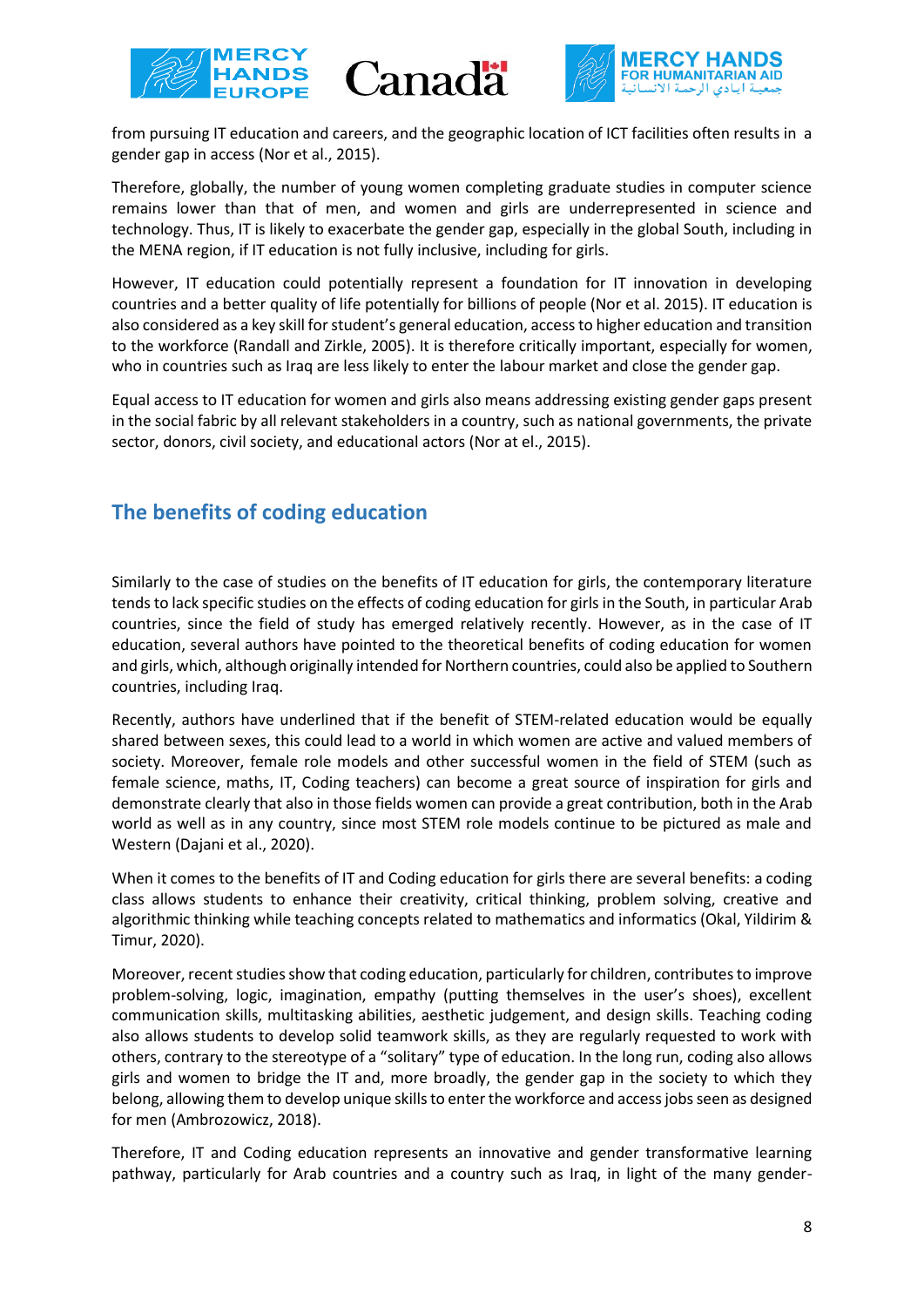from pursuing IT education and careers, and the geographic location of ICT facilities often results in a gender gap in access (Nor et al., 2015).

Therefore, globally, the number of young women completing graduate studies in computer science remains lower than that of men, and women and girls are underrepresented in science and technology. Thus, IT is likely to exacerbate the gender gap, especially in the global South, including in the MENA region, if IT education is not fully inclusive, including for girls.

However, IT education could potentially represent a foundation for IT innovation in developing countries and a better quality of life potentially for billions of people (Nor et al. 2015). IT education is also considered as a key skill for student's general education, access to higher education and transition to the workforce (Randall and Zirkle, 2005). It is therefore critically important, especially for women, who in countries such as Iraq are less likely to enter the labour market and close the gender gap.

Equal access to IT education for women and girls also means addressing existing gender gaps present in the social fabric by all relevant stakeholders in a country, such as national governments, the private sector, donors, civil society, and educational actors (Nor at el., 2015).

## The benefits of coding education

Similarly to the case of studies on the benefits of IT education for girls, the contemporary literature tends to lack specific studies on the effects of coding education for girls in the South, in particular Arab countries, since the field of study has emerged relatively recently. However, as in the case of IT education, several authors have pointed to the theoretical benefits of coding education for women and girls, which, although originally intended for Northern countries, could also be applied to Southern countries, including Iraq.

Recently, authors have underlined that if the benefit of STEM-related education would be equally shared between sexes, this could lead to a world in which women are active and valued members of society. Moreover, female role models and other successful women in the field of STEM (such as female science, maths, IT, Coding teachers) can become a great source of inspiration for girls and demonstrate clearly that also in those fields women can provide a great contribution, both in the Arab world as well as in any country, since most STEM role models continue to be pictured as male and Western (Dajani et al., 2020).

When it comes to the benefits of IT and Coding education for girls there are several benefits: a coding class allows students to enhance their creativity, critical thinking, problem solving, creative and algorithmic thinking while teaching concepts related to mathematics and informatics (Okal, Yildirim & Timur, 2020).

Moreover, recent studies show that coding education, particularly for children, contributes to improve problem-solving, logic, imagination, empathy (putting themselves in the user's shoes), excellent communication skills, multitasking abilities, aesthetic judgement, and design skills. Teaching coding also allows students to develop solid teamwork skills, as they are regularly requested to work with others, contrary to the stereotype of a "solitary" type of education. In the long run, coding also allows girls and women to bridge the IT and, more broadly, the gender gap in the society to which they belong, allowing them to develop unique skills to enter the workforce and access jobs seen as designed for men (Ambrozowicz, 2018).

Therefore, IT and Coding education represents an innovative and gender transformative learning pathway, particularly for Arab countries and a country such as Iraq, in light of the many gender-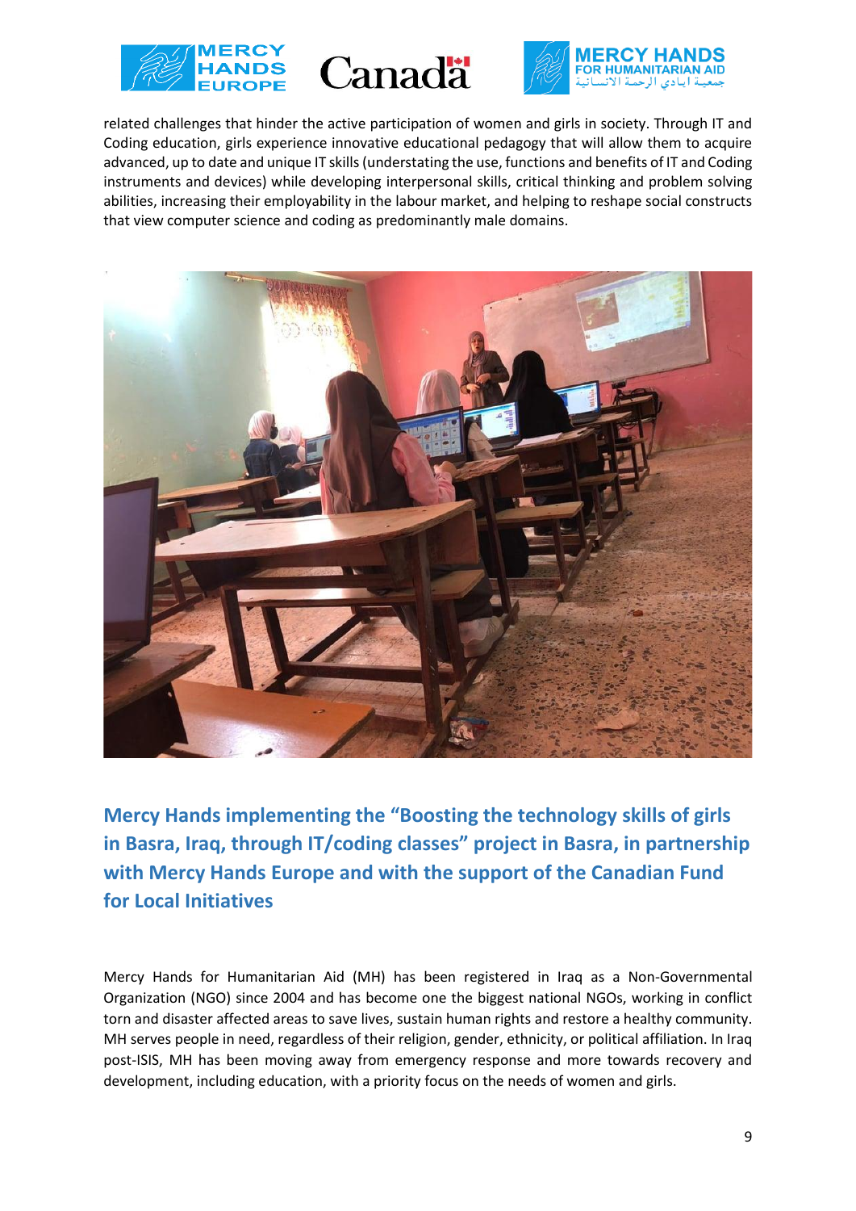related challenges that hinder the active participation of women and girls in society. Through IT and Coding education, girls experience innovative educational pedagogy that will allow them to acquire advanced, up to date and unique IT skills (understating the use, functions and benefits of IT and Coding instruments and devices) while developing interpersonal skills, critical thinking and problem solving abilities, increasing their employability in the labour market, and helping to reshape social constructs that view computer science and coding as predominantly male domains.

## Mercy Hands implementing the “Boosting the technology skills of girls in Basra, Iraq, through IT/coding classes” project in Basra, in partnership with Mercy Hands Europe and with the support of the Canadian Fund for Local Initiatives

Mercy Hands for Humanitarian Aid (MH) has been registered in Iraq as a Non-Governmental Organization (NGO) since 2004 and has become one the biggest national NGOs, working in conflict torn and disaster affected areas to save lives, sustain human rights and restore a healthy community. MH serves people in need, regardless of their religion, gender, ethnicity, or political affiliation. In Iraq post-ISIS, MH has been moving away from emergency response and more towards recovery and development, including education, with a priority focus on the needs of women and girls.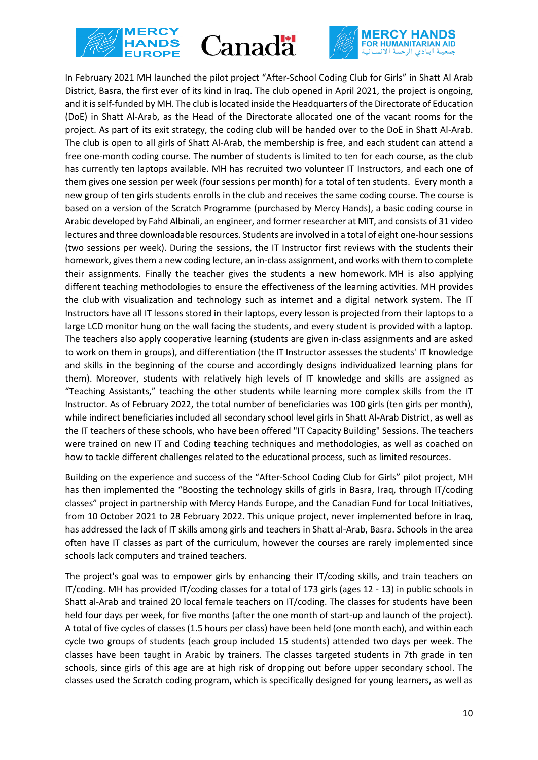In February 2021 MH launched the pilot project "After-School Coding Club for Girls" in Shatt Al Arab District, Basra, the first ever of its kind in Iraq. The club opened in April 2021, the project is ongoing, and it is self-funded by MH. The club is located inside the Headquarters of the Directorate of Education (DoE) in Shatt Al-Arab, as the Head of the Directorate allocated one of the vacant rooms for the project. As part of its exit strategy, the coding club will be handed over to the DoE in Shatt Al-Arab. The club is open to all girls of Shatt Al-Arab, the membership is free, and each student can attend a free one-month coding course. The number of students is limited to ten for each course, as the club has currently ten laptops available. MH has recruited two volunteer IT Instructors, and each one of them gives one session per week (four sessions per month) for a total of ten students. Every month a new group of ten girls students enrolls in the club and receives the same coding course. The course is based on a version of the Scratch Programme (purchased by Mercy Hands), a basic coding course in Arabic developed by Fahd Albinali, an engineer, and former researcher at MIT, and consists of 31 video lectures and three downloadable resources. Students are involved in a total of eight one-hour sessions (two sessions per week). During the sessions, the IT Instructor first reviews with the students their homework, gives them a new coding lecture, an in-class assignment, and works with them to complete their assignments. Finally the teacher gives the students a new homework. MH is also applying different teaching methodologies to ensure the effectiveness of the learning activities. MH provides the club with visualization and technology such as internet and a digital network system. The IT Instructors have all IT lessons stored in their laptops, every lesson is projected from their laptops to a large LCD monitor hung on the wall facing the students, and every student is provided with a laptop. The teachers also apply cooperative learning (students are given in-class assignments and are asked to work on them in groups), and differentiation (the IT Instructor assesses the students' IT knowledge and skills in the beginning of the course and accordingly designs individualized learning plans for them). Moreover, students with relatively high levels of IT knowledge and skills are assigned as "Teaching Assistants," teaching the other students while learning more complex skills from the IT Instructor. As of February 2022, the total number of beneficiaries was 100 girls (ten girls per month), while indirect beneficiaries included all secondary school level girls in Shatt Al-Arab District, as well as the IT teachers of these schools, who have been offered "IT Capacity Building" Sessions. The teachers were trained on new IT and Coding teaching techniques and methodologies, as well as coached on how to tackle different challenges related to the educational process, such as limited resources.

Building on the experience and success of the "After-School Coding Club for Girls" pilot project, MH has then implemented the "Boosting the technology skills of girls in Basra, Iraq, through IT/coding classes" project in partnership with Mercy Hands Europe, and the Canadian Fund for Local Initiatives, from 10 October 2021 to 28 February 2022. This unique project, never implemented before in Iraq, has addressed the lack of IT skills among girls and teachers in Shatt al-Arab, Basra. Schools in the area often have IT classes as part of the curriculum, however the courses are rarely implemented since schools lack computers and trained teachers.

The project's goal was to empower girls by enhancing their IT/coding skills, and train teachers on IT/coding. MH has provided IT/coding classes for a total of 173 girls (ages 12 - 13) in public schools in Shatt al-Arab and trained 20 local female teachers on IT/coding. The classes for students have been held four days per week, for five months (after the one month of start-up and launch of the project). A total of five cycles of classes (1.5 hours per class) have been held (one month each), and within each cycle two groups of students (each group included 15 students) attended two days per week. The classes have been taught in Arabic by trainers. The classes targeted students in 7th grade in ten schools, since girls of this age are at high risk of dropping out before upper secondary school. The classes used the Scratch coding program, which is specifically designed for young learners, as well as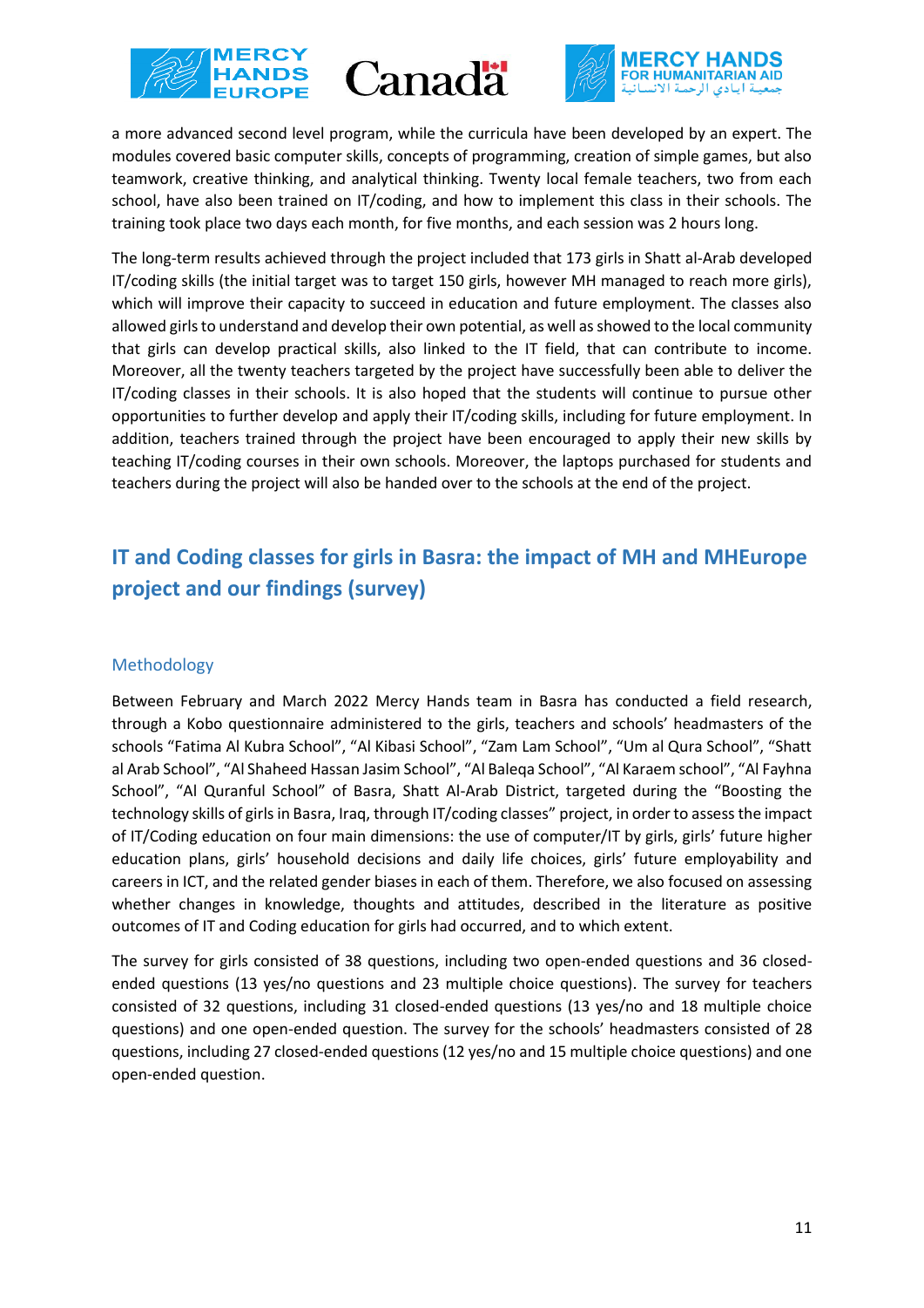a more advanced second level program, while the curricula have been developed by an expert. The modules covered basic computer skills, concepts of programming, creation of simple games, but also teamwork, creative thinking, and analytical thinking. Twenty local female teachers, two from each school, have also been trained on IT/coding, and how to implement this class in their schools. The training took place two days each month, for five months, and each session was 2 hours long.

The long-term results achieved through the project included that 173 girls in Shatt al-Arab developed IT/coding skills (the initial target was to target 150 girls, however MH managed to reach more girls), which will improve their capacity to succeed in education and future employment. The classes also allowed girls to understand and develop their own potential, as well as showed to the local community that girls can develop practical skills, also linked to the IT field, that can contribute to income. Moreover, all the twenty teachers targeted by the project have successfully been able to deliver the IT/coding classes in their schools. It is also hoped that the students will continue to pursue other opportunities to further develop and apply their IT/coding skills, including for future employment. In addition, teachers trained through the project have been encouraged to apply their new skills by teaching IT/coding courses in their own schools. Moreover, the laptops purchased for students and teachers during the project will also be handed over to the schools at the end of the project.

## IT and Coding classes for girls in Basra: the impact of MH and MHEurope project and our findings (survey)

### Methodology

Between February and March 2022 Mercy Hands team in Basra has conducted a field research, through a Kobo questionnaire administered to the girls, teachers and schools' headmasters of the schools "Fatima Al Kubra School", "Al Kibasi School", "Zam Lam School", "Um al Qura School", "Shatt al Arab School", "Al Shaheed Hassan Jasim School", "Al Baleqa School", "Al Karaem school", "Al Fayhna School", "Al Quranful School" of Basra, Shatt Al-Arab District, targeted during the "Boosting the technology skills of girls in Basra, Iraq, through IT/coding classes" project, in order to assess the impact of IT/Coding education on four main dimensions: the use of computer/IT by girls, girls' future higher education plans, girls' household decisions and daily life choices, girls' future employability and careers in ICT, and the related gender biases in each of them. Therefore, we also focused on assessing whether changes in knowledge, thoughts and attitudes, described in the literature as positive outcomes of IT and Coding education for girls had occurred, and to which extent.

The survey for girls consisted of 38 questions, including two open-ended questions and 36 closed-ended questions (13 yes/no questions and 23 multiple choice questions). The survey for teachers consisted of 32 questions, including 31 closed-ended questions (13 yes/no and 18 multiple choice questions) and one open-ended question. The survey for the schools' headmasters consisted of 28 questions, including 27 closed-ended questions (12 yes/no and 15 multiple choice questions) and one open-ended question.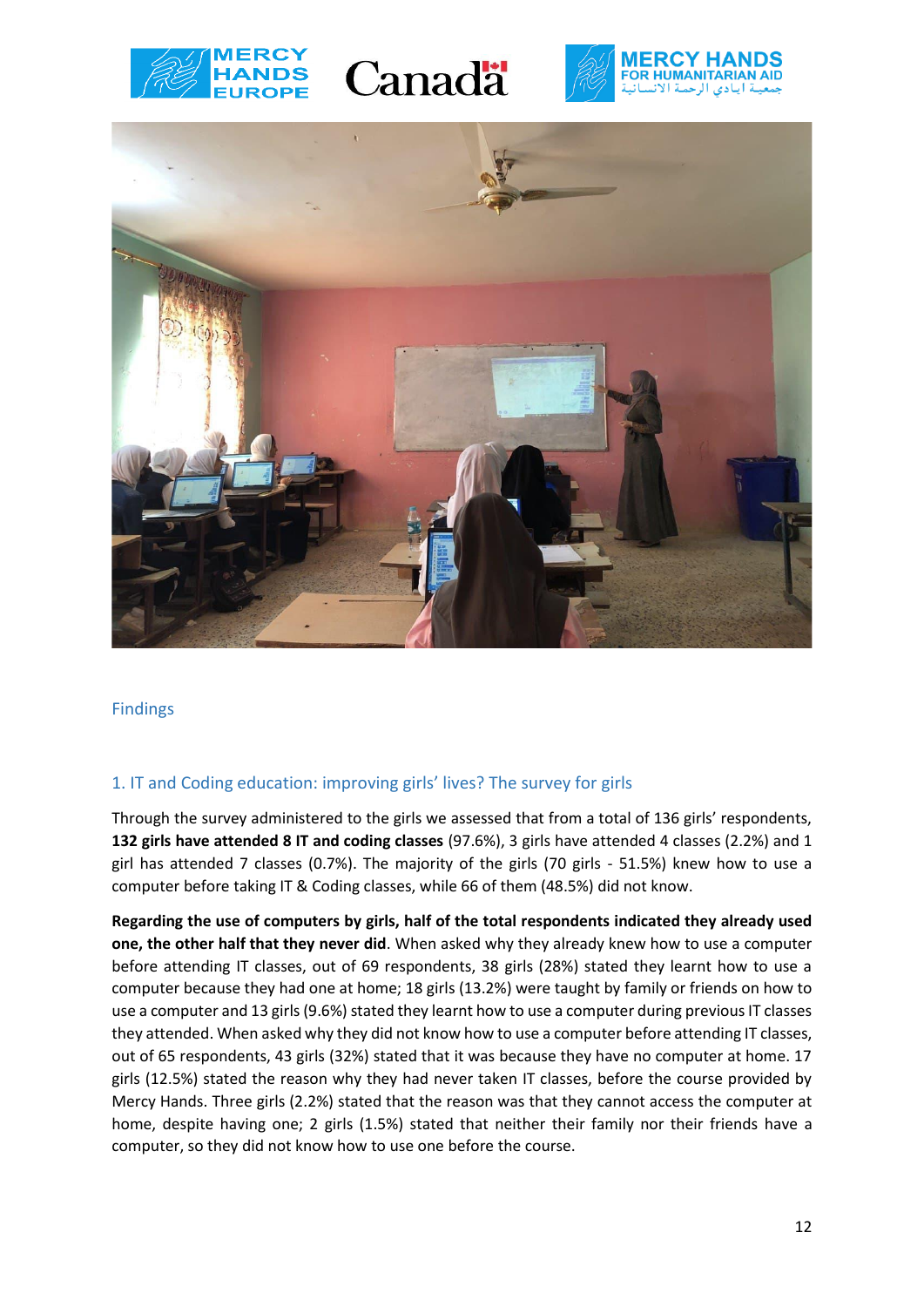## Findings

### 1. IT and Coding education: improving girls' lives? The survey for girls

Through the survey administered to the girls we assessed that from a total of 136 girls' respondents, **132 girls have attended 8 IT and coding classes** (97.6%), 3 girls have attended 4 classes (2.2%) and 1 girl has attended 7 classes (0.7%). The majority of the girls (70 girls - 51.5%) knew how to use a computer before taking IT & Coding classes, while 66 of them (48.5%) did not know.

**Regarding the use of computers by girls, half of the total respondents indicated they already used one, the other half that they never did**. When asked why they already knew how to use a computer before attending IT classes, out of 69 respondents, 38 girls (28%) stated they learnt how to use a computer because they had one at home; 18 girls (13.2%) were taught by family or friends on how to use a computer and 13 girls (9.6%) stated they learnt how to use a computer during previous IT classes they attended. When asked why they did not know how to use a computer before attending IT classes, out of 65 respondents, 43 girls (32%) stated that it was because they have no computer at home. 17 girls (12.5%) stated the reason why they had never taken IT classes, before the course provided by Mercy Hands. Three girls (2.2%) stated that the reason was that they cannot access the computer at home, despite having one; 2 girls (1.5%) stated that neither their family nor their friends have a computer, so they did not know how to use one before the course.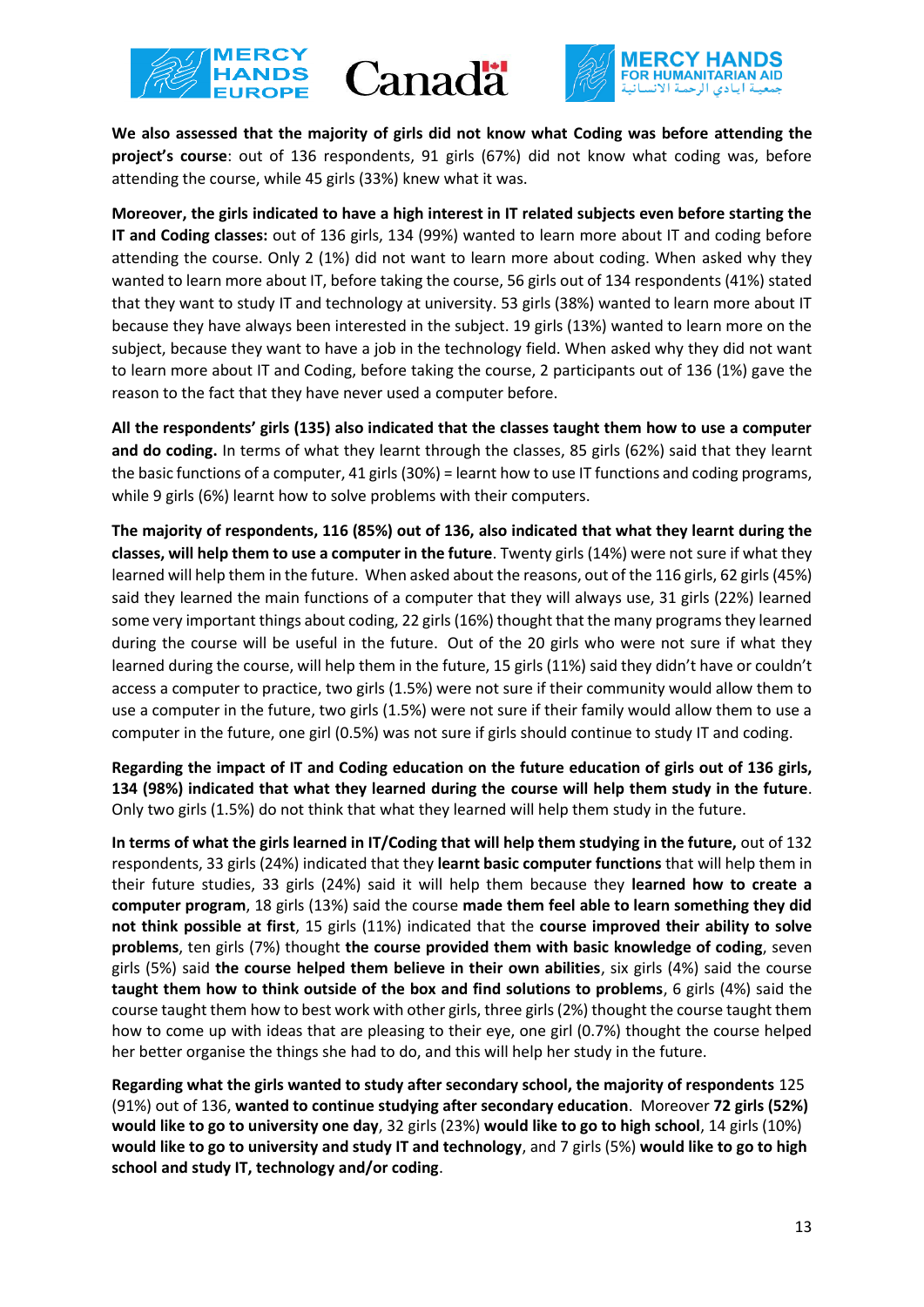**We also assessed that the majority of girls did not know what Coding was before attending the project's course**: out of 136 respondents, 91 girls (67%) did not know what coding was, before attending the course, while 45 girls (33%) knew what it was.

**Moreover, the girls indicated to have a high interest in IT related subjects even before starting the IT and Coding classes:** out of 136 girls, 134 (99%) wanted to learn more about IT and coding before attending the course. Only 2 (1%) did not want to learn more about coding. When asked why they wanted to learn more about IT, before taking the course, 56 girls out of 134 respondents (41%) stated that they want to study IT and technology at university. 53 girls (38%) wanted to learn more about IT because they have always been interested in the subject. 19 girls (13%) wanted to learn more on the subject, because they want to have a job in the technology field. When asked why they did not want to learn more about IT and Coding, before taking the course, 2 participants out of 136 (1%) gave the reason to the fact that they have never used a computer before.

**All the respondents' girls (135) also indicated that the classes taught them how to use a computer and do coding.** In terms of what they learnt through the classes, 85 girls (62%) said that they learnt the basic functions of a computer, 41 girls (30%) = learnt how to use IT functions and coding programs, while 9 girls (6%) learnt how to solve problems with their computers.

**The majority of respondents, 116 (85%) out of 136, also indicated that what they learnt during the classes, will help them to use a computer in the future**. Twenty girls (14%) were not sure if what they learned will help them in the future. When asked about the reasons, out of the 116 girls, 62 girls (45%) said they learned the main functions of a computer that they will always use, 31 girls (22%) learned some very important things about coding, 22 girls (16%) thought that the many programs they learned during the course will be useful in the future. Out of the 20 girls who were not sure if what they learned during the course, will help them in the future, 15 girls (11%) said they didn't have or couldn't access a computer to practice, two girls (1.5%) were not sure if their community would allow them to use a computer in the future, two girls (1.5%) were not sure if their family would allow them to use a computer in the future, one girl (0.5%) was not sure if girls should continue to study IT and coding.

**Regarding the impact of IT and Coding education on the future education of girls out of 136 girls, 134 (98%) indicated that what they learned during the course will help them study in the future**. Only two girls (1.5%) do not think that what they learned will help them study in the future.

**In terms of what the girls learned in IT/Coding that will help them studying in the future,** out of 132 respondents, 33 girls (24%) indicated that they **learnt basic computer functions** that will help them in their future studies, 33 girls (24%) said it will help them because they **learned how to create a computer program**, 18 girls (13%) said the course **made them feel able to learn something they did not think possible at first**, 15 girls (11%) indicated that the **course improved their ability to solve problems**, ten girls (7%) thought **the course provided them with basic knowledge of coding**, seven girls (5%) said **the course helped them believe in their own abilities**, six girls (4%) said the course **taught them how to think outside of the box and find solutions to problems**, 6 girls (4%) said the course taught them how to best work with other girls, three girls (2%) thought the course taught them how to come up with ideas that are pleasing to their eye, one girl (0.7%) thought the course helped her better organise the things she had to do, and this will help her study in the future.

**Regarding what the girls wanted to study after secondary school, the majority of respondents** 125 (91%) out of 136, **wanted to continue studying after secondary education**. Moreover **72 girls (52%) would like to go to university one day**, 32 girls (23%) **would like to go to high school**, 14 girls (10%) **would like to go to university and study IT and technology**, and 7 girls (5%) **would like to go to high school and study IT, technology and/or coding**.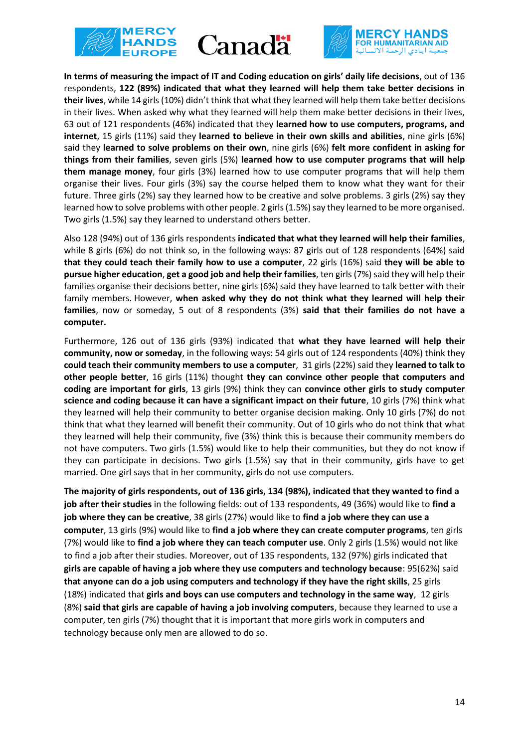**In terms of measuring the impact of IT and Coding education on girls' daily life decisions**, out of 136 respondents, **122 (89%) indicated that what they learned will help them take better decisions in their lives**, while 14 girls (10%) didn't think that what they learned will help them take better decisions in their lives. When asked why what they learned will help them make better decisions in their lives, 63 out of 121 respondents (46%) indicated that they **learned how to use computers, programs, and internet**, 15 girls (11%) said they **learned to believe in their own skills and abilities**, nine girls (6%) said they **learned to solve problems on their own**, nine girls (6%) **felt more confident in asking for things from their families**, seven girls (5%) **learned how to use computer programs that will help them manage money**, four girls (3%) learned how to use computer programs that will help them organise their lives. Four girls (3%) say the course helped them to know what they want for their future. Three girls (2%) say they learned how to be creative and solve problems. 3 girls (2%) say they learned how to solve problems with other people. 2 girls (1.5%) say they learned to be more organised. Two girls (1.5%) say they learned to understand others better.

Also 128 (94%) out of 136 girls respondents **indicated that what they learned will help their families**, while 8 girls (6%) do not think so, in the following ways: 87 girls out of 128 respondents (64%) said **that they could teach their family how to use a computer**, 22 girls (16%) said **they will be able to pursue higher education**, **get a good job and help their families**, ten girls (7%) said they will help their families organise their decisions better, nine girls (6%) said they have learned to talk better with their family members. However, **when asked why they do not think what they learned will help their families**, now or someday, 5 out of 8 respondents (3%) **said that their families do not have a computer.**

Furthermore, 126 out of 136 girls (93%) indicated that **what they have learned will help their community, now or someday**, in the following ways: 54 girls out of 124 respondents (40%) think they **could teach their community members to use a computer**, 31 girls (22%) said they **learned to talk to other people better**, 16 girls (11%) thought **they can convince other people that computers and coding are important for girls**, 13 girls (9%) think they can **convince other girls to study computer science and coding because it can have a significant impact on their future**, 10 girls (7%) think what they learned will help their community to better organise decision making. Only 10 girls (7%) do not think that what they learned will benefit their community. Out of 10 girls who do not think that what they learned will help their community, five (3%) think this is because their community members do not have computers. Two girls (1.5%) would like to help their communities, but they do not know if they can participate in decisions. Two girls (1.5%) say that in their community, girls have to get married. One girl says that in her community, girls do not use computers.

**The majority of girls respondents, out of 136 girls, 134 (98%), indicated that they wanted to find a job after their studies** in the following fields: out of 133 respondents, 49 (36%) would like to **find a job where they can be creative**, 38 girls (27%) would like to **find a job where they can use a computer**, 13 girls (9%) would like to **find a job where they can create computer programs**, ten girls (7%) would like to **find a job where they can teach computer use**. Only 2 girls (1.5%) would not like to find a job after their studies. Moreover, out of 135 respondents, 132 (97%) girls indicated that **girls are capable of having a job where they use computers and technology because**: 95(62%) said **that anyone can do a job using computers and technology if they have the right skills**, 25 girls (18%) indicated that **girls and boys can use computers and technology in the same way**, 12 girls (8%) **said that girls are capable of having a job involving computers**, because they learned to use a computer, ten girls (7%) thought that it is important that more girls work in computers and technology because only men are allowed to do so.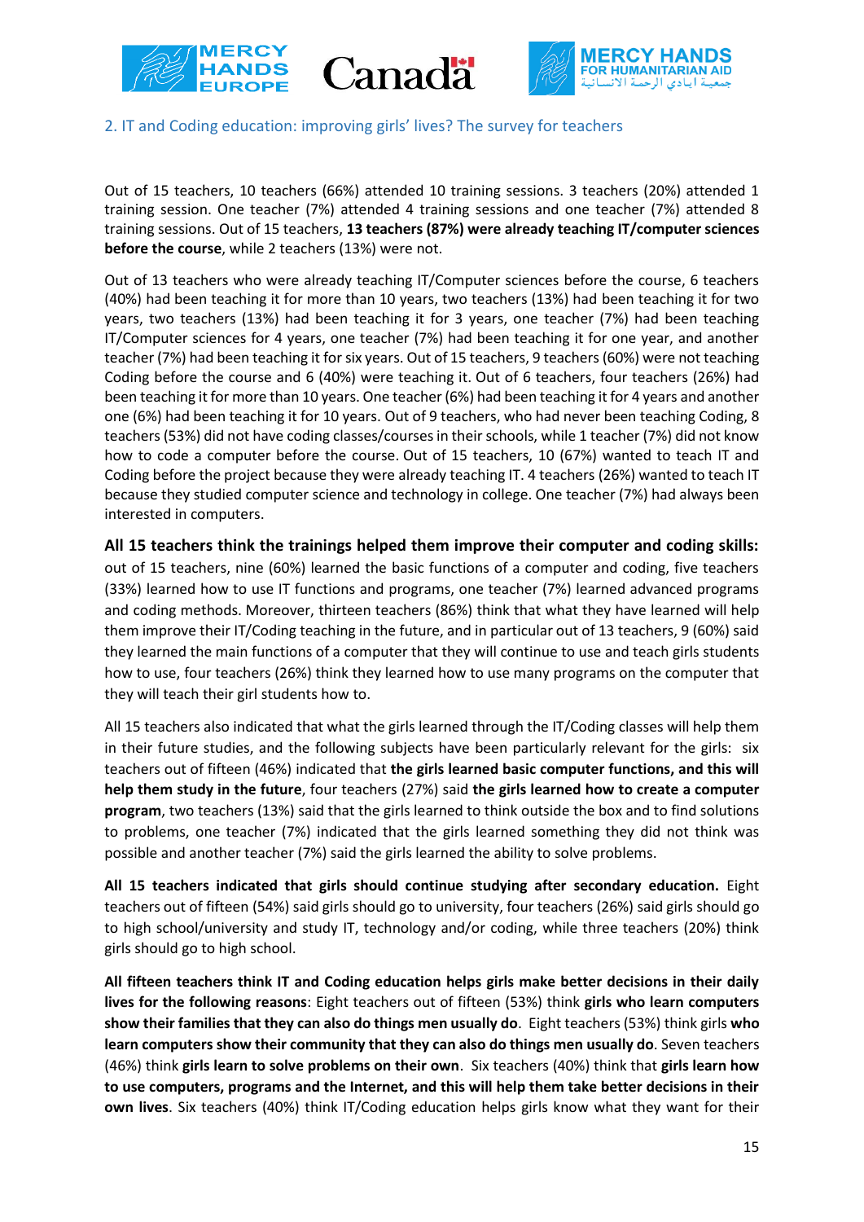## 2. IT and Coding education: improving girls' lives? The survey for teachers

Out of 15 teachers, 10 teachers (66%) attended 10 training sessions. 3 teachers (20%) attended 1 training session. One teacher (7%) attended 4 training sessions and one teacher (7%) attended 8 training sessions. Out of 15 teachers, **13 teachers (87%) were already teaching IT/computer sciences before the course**, while 2 teachers (13%) were not.

Out of 13 teachers who were already teaching IT/Computer sciences before the course, 6 teachers (40%) had been teaching it for more than 10 years, two teachers (13%) had been teaching it for two years, two teachers (13%) had been teaching it for 3 years, one teacher (7%) had been teaching IT/Computer sciences for 4 years, one teacher (7%) had been teaching it for one year, and another teacher (7%) had been teaching it for six years. Out of 15 teachers, 9 teachers (60%) were not teaching Coding before the course and 6 (40%) were teaching it. Out of 6 teachers, four teachers (26%) had been teaching it for more than 10 years. One teacher (6%) had been teaching it for 4 years and another one (6%) had been teaching it for 10 years. Out of 9 teachers, who had never been teaching Coding, 8 teachers (53%) did not have coding classes/courses in their schools, while 1 teacher (7%) did not know how to code a computer before the course. Out of 15 teachers, 10 (67%) wanted to teach IT and Coding before the project because they were already teaching IT. 4 teachers (26%) wanted to teach IT because they studied computer science and technology in college. One teacher (7%) had always been interested in computers.

**All 15 teachers think the trainings helped them improve their computer and coding skills:** out of 15 teachers, nine (60%) learned the basic functions of a computer and coding, five teachers (33%) learned how to use IT functions and programs, one teacher (7%) learned advanced programs and coding methods. Moreover, thirteen teachers (86%) think that what they have learned will help them improve their IT/Coding teaching in the future, and in particular out of 13 teachers, 9 (60%) said they learned the main functions of a computer that they will continue to use and teach girls students how to use, four teachers (26%) think they learned how to use many programs on the computer that they will teach their girl students how to.

All 15 teachers also indicated that what the girls learned through the IT/Coding classes will help them in their future studies, and the following subjects have been particularly relevant for the girls: six teachers out of fifteen (46%) indicated that **the girls learned basic computer functions, and this will help them study in the future**, four teachers (27%) said **the girls learned how to create a computer program**, two teachers (13%) said that the girls learned to think outside the box and to find solutions to problems, one teacher (7%) indicated that the girls learned something they did not think was possible and another teacher (7%) said the girls learned the ability to solve problems.

**All 15 teachers indicated that girls should continue studying after secondary education.** Eight teachers out of fifteen (54%) said girls should go to university, four teachers (26%) said girls should go to high school/university and study IT, technology and/or coding, while three teachers (20%) think girls should go to high school.

**All fifteen teachers think IT and Coding education helps girls make better decisions in their daily lives for the following reasons**: Eight teachers out of fifteen (53%) think **girls who learn computers show their families that they can also do things men usually do**. Eight teachers (53%) think girls **who learn computers show their community that they can also do things men usually do**. Seven teachers (46%) think **girls learn to solve problems on their own**. Six teachers (40%) think that **girls learn how to use computers, programs and the Internet, and this will help them take better decisions in their own lives**. Six teachers (40%) think IT/Coding education helps girls know what they want for their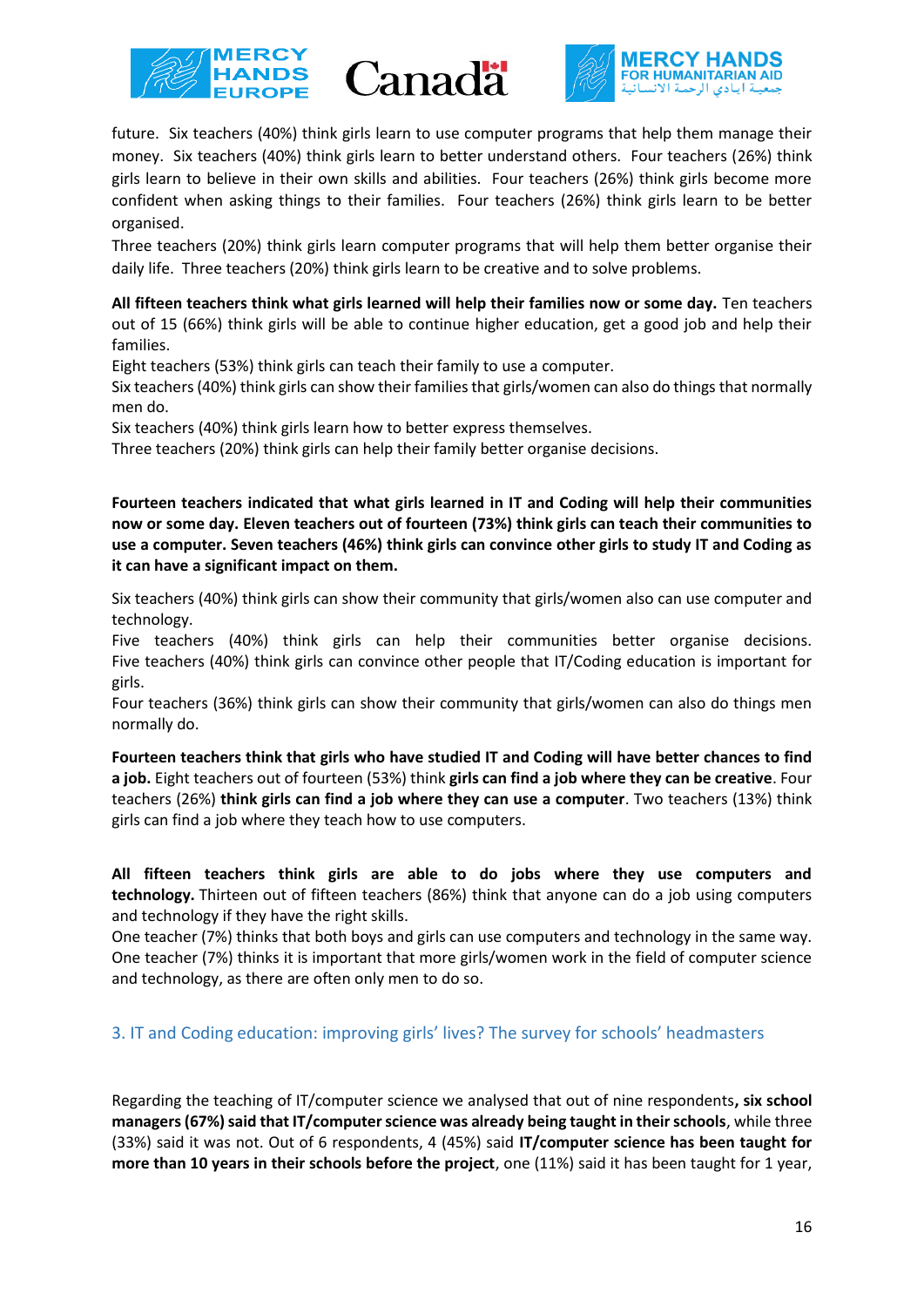future. Six teachers (40%) think girls learn to use computer programs that help them manage their money. Six teachers (40%) think girls learn to better understand others. Four teachers (26%) think girls learn to believe in their own skills and abilities. Four teachers (26%) think girls become more confident when asking things to their families. Four teachers (26%) think girls learn to be better organised.
Three teachers (20%) think girls learn computer programs that will help them better organise their daily life. Three teachers (20%) think girls learn to be creative and to solve problems.

**All fifteen teachers think what girls learned will help their families now or some day.** Ten teachers out of 15 (66%) think girls will be able to continue higher education, get a good job and help their families.
Eight teachers (53%) think girls can teach their family to use a computer.
Six teachers (40%) think girls can show their families that girls/women can also do things that normally men do.
Six teachers (40%) think girls learn how to better express themselves.
Three teachers (20%) think girls can help their family better organise decisions.

**Fourteen teachers indicated that what girls learned in IT and Coding will help their communities now or some day. Eleven teachers out of fourteen (73%) think girls can teach their communities to use a computer. Seven teachers (46%) think girls can convince other girls to study IT and Coding as it can have a significant impact on them.**

Six teachers (40%) think girls can show their community that girls/women also can use computer and technology.
Five teachers (40%) think girls can help their communities better organise decisions. Five teachers (40%) think girls can convince other people that IT/Coding education is important for girls.
Four teachers (36%) think girls can show their community that girls/women can also do things men normally do.

**Fourteen teachers think that girls who have studied IT and Coding will have better chances to find a job.** Eight teachers out of fourteen (53%) think **girls can find a job where they can be creative**. Four teachers (26%) **think girls can find a job where they can use a computer**. Two teachers (13%) think girls can find a job where they teach how to use computers.

**All fifteen teachers think girls are able to do jobs where they use computers and technology.** Thirteen out of fifteen teachers (86%) think that anyone can do a job using computers and technology if they have the right skills.
One teacher (7%) thinks that both boys and girls can use computers and technology in the same way.
One teacher (7%) thinks it is important that more girls/women work in the field of computer science and technology, as there are often only men to do so.

## 3. IT and Coding education: improving girls' lives? The survey for schools' headmasters

Regarding the teaching of IT/computer science we analysed that out of nine respondents**, six school managers (67%) said that IT/computer science was already being taught in their schools**, while three (33%) said it was not. Out of 6 respondents, 4 (45%) said **IT/computer science has been taught for more than 10 years in their schools before the project**, one (11%) said it has been taught for 1 year,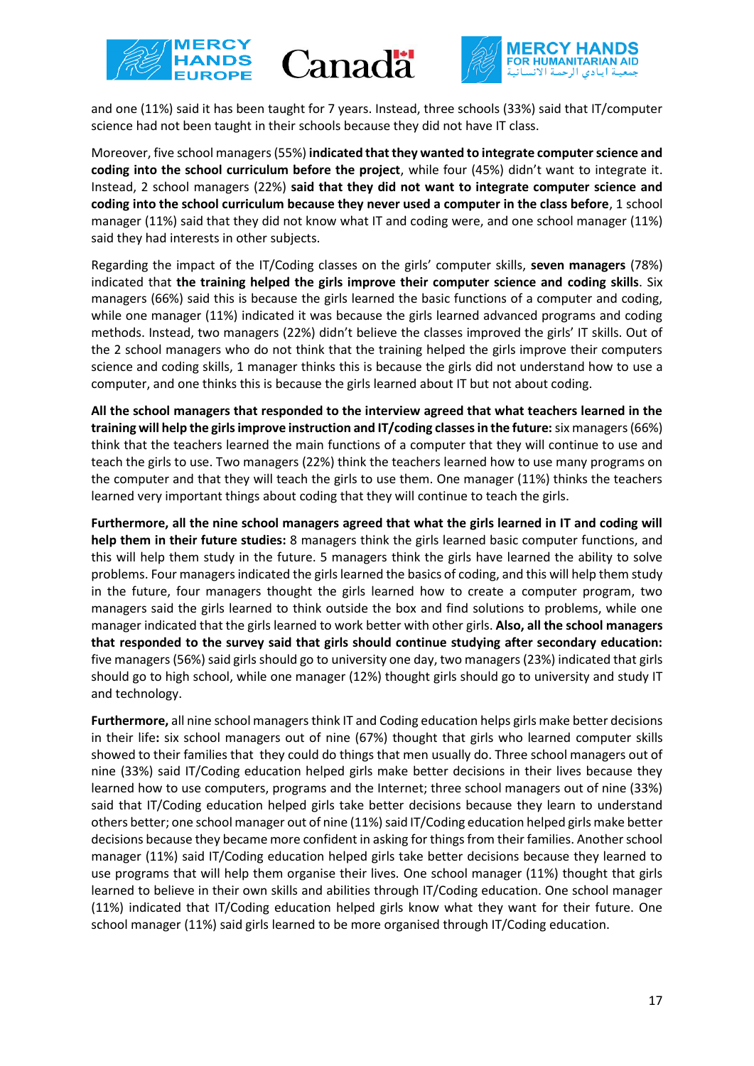and one (11%) said it has been taught for 7 years. Instead, three schools (33%) said that IT/computer science had not been taught in their schools because they did not have IT class.

Moreover, five school managers (55%) **indicated that they wanted to integrate computer science and coding into the school curriculum before the project**, while four (45%) didn't want to integrate it. Instead, 2 school managers (22%) **said that they did not want to integrate computer science and coding into the school curriculum because they never used a computer in the class before**, 1 school manager (11%) said that they did not know what IT and coding were, and one school manager (11%) said they had interests in other subjects.

Regarding the impact of the IT/Coding classes on the girls' computer skills, **seven managers** (78%) indicated that **the training helped the girls improve their computer science and coding skills**. Six managers (66%) said this is because the girls learned the basic functions of a computer and coding, while one manager (11%) indicated it was because the girls learned advanced programs and coding methods. Instead, two managers (22%) didn't believe the classes improved the girls' IT skills. Out of the 2 school managers who do not think that the training helped the girls improve their computers science and coding skills, 1 manager thinks this is because the girls did not understand how to use a computer, and one thinks this is because the girls learned about IT but not about coding.

**All the school managers that responded to the interview agreed that what teachers learned in the training will help the girls improve instruction and IT/coding classes in the future:** six managers (66%) think that the teachers learned the main functions of a computer that they will continue to use and teach the girls to use. Two managers (22%) think the teachers learned how to use many programs on the computer and that they will teach the girls to use them. One manager (11%) thinks the teachers learned very important things about coding that they will continue to teach the girls.

**Furthermore, all the nine school managers agreed that what the girls learned in IT and coding will help them in their future studies:** 8 managers think the girls learned basic computer functions, and this will help them study in the future. 5 managers think the girls have learned the ability to solve problems. Four managers indicated the girls learned the basics of coding, and this will help them study in the future, four managers thought the girls learned how to create a computer program, two managers said the girls learned to think outside the box and find solutions to problems, while one manager indicated that the girls learned to work better with other girls. **Also, all the school managers that responded to the survey said that girls should continue studying after secondary education:** five managers (56%) said girls should go to university one day, two managers (23%) indicated that girls should go to high school, while one manager (12%) thought girls should go to university and study IT and technology.

**Furthermore,** all nine school managers think IT and Coding education helps girls make better decisions in their life**:** six school managers out of nine (67%) thought that girls who learned computer skills showed to their families that they could do things that men usually do. Three school managers out of nine (33%) said IT/Coding education helped girls make better decisions in their lives because they learned how to use computers, programs and the Internet; three school managers out of nine (33%) said that IT/Coding education helped girls take better decisions because they learn to understand others better; one school manager out of nine (11%) said IT/Coding education helped girls make better decisions because they became more confident in asking for things from their families. Another school manager (11%) said IT/Coding education helped girls take better decisions because they learned to use programs that will help them organise their lives. One school manager (11%) thought that girls learned to believe in their own skills and abilities through IT/Coding education. One school manager (11%) indicated that IT/Coding education helped girls know what they want for their future. One school manager (11%) said girls learned to be more organised through IT/Coding education.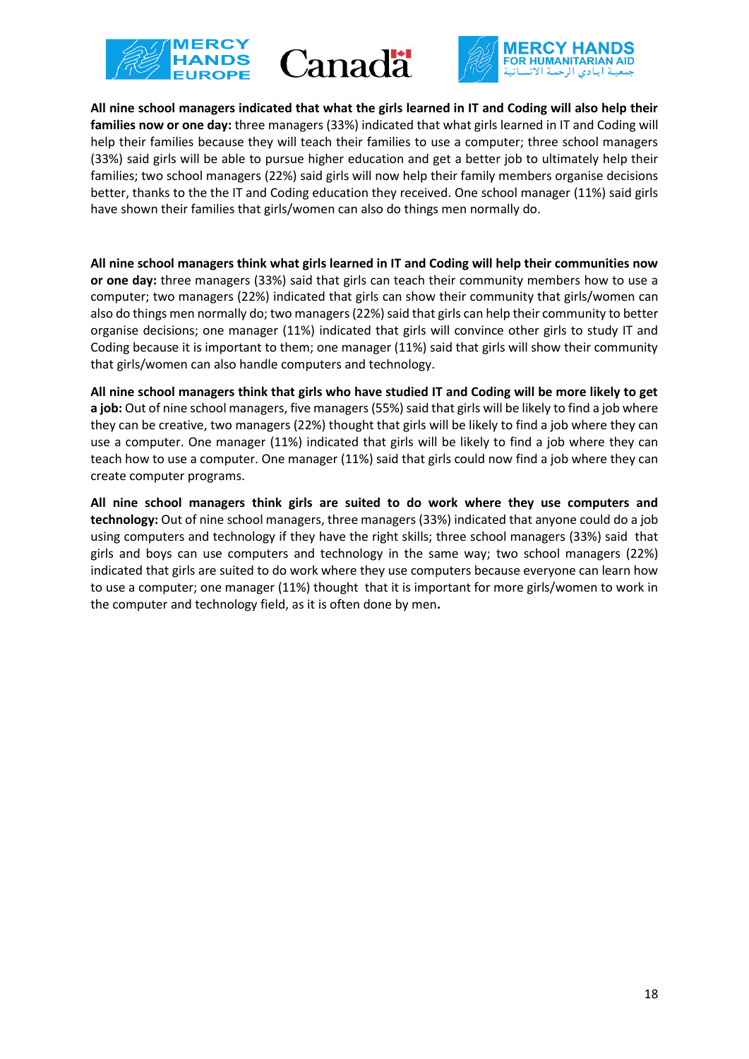**All nine school managers indicated that what the girls learned in IT and Coding will also help their families now or one day:** three managers (33%) indicated that what girls learned in IT and Coding will help their families because they will teach their families to use a computer; three school managers (33%) said girls will be able to pursue higher education and get a better job to ultimately help their families; two school managers (22%) said girls will now help their family members organise decisions better, thanks to the the IT and Coding education they received. One school manager (11%) said girls have shown their families that girls/women can also do things men normally do.

**All nine school managers think what girls learned in IT and Coding will help their communities now or one day:** three managers (33%) said that girls can teach their community members how to use a computer; two managers (22%) indicated that girls can show their community that girls/women can also do things men normally do; two managers (22%) said that girls can help their community to better organise decisions; one manager (11%) indicated that girls will convince other girls to study IT and Coding because it is important to them; one manager (11%) said that girls will show their community that girls/women can also handle computers and technology.

**All nine school managers think that girls who have studied IT and Coding will be more likely to get a job:** Out of nine school managers, five managers (55%) said that girls will be likely to find a job where they can be creative, two managers (22%) thought that girls will be likely to find a job where they can use a computer. One manager (11%) indicated that girls will be likely to find a job where they can teach how to use a computer. One manager (11%) said that girls could now find a job where they can create computer programs.

**All nine school managers think girls are suited to do work where they use computers and technology:** Out of nine school managers, three managers (33%) indicated that anyone could do a job using computers and technology if they have the right skills; three school managers (33%) said that girls and boys can use computers and technology in the same way; two school managers (22%) indicated that girls are suited to do work where they use computers because everyone can learn how to use a computer; one manager (11%) thought that it is important for more girls/women to work in the computer and technology field, as it is often done by men.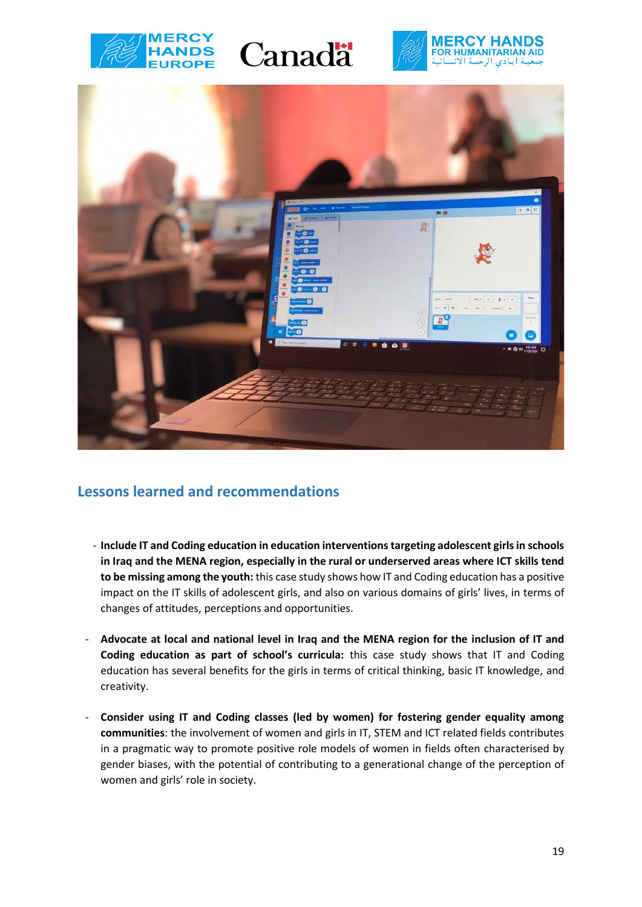## Lessons learned and recommendations

- **Include IT and Coding education in education interventions targeting adolescent girls in schools in Iraq and the MENA region, especially in the rural or underserved areas where ICT skills tend to be missing among the youth:** this case study shows how IT and Coding education has a positive impact on the IT skills of adolescent girls, and also on various domains of girls' lives, in terms of changes of attitudes, perceptions and opportunities.

- **Advocate at local and national level in Iraq and the MENA region for the inclusion of IT and Coding education as part of school's curricula:** this case study shows that IT and Coding education has several benefits for the girls in terms of critical thinking, basic IT knowledge, and creativity.

- **Consider using IT and Coding classes (led by women) for fostering gender equality among communities**: the involvement of women and girls in IT, STEM and ICT related fields contributes in a pragmatic way to promote positive role models of women in fields often characterised by gender biases, with the potential of contributing to a generational change of the perception of women and girls' role in society.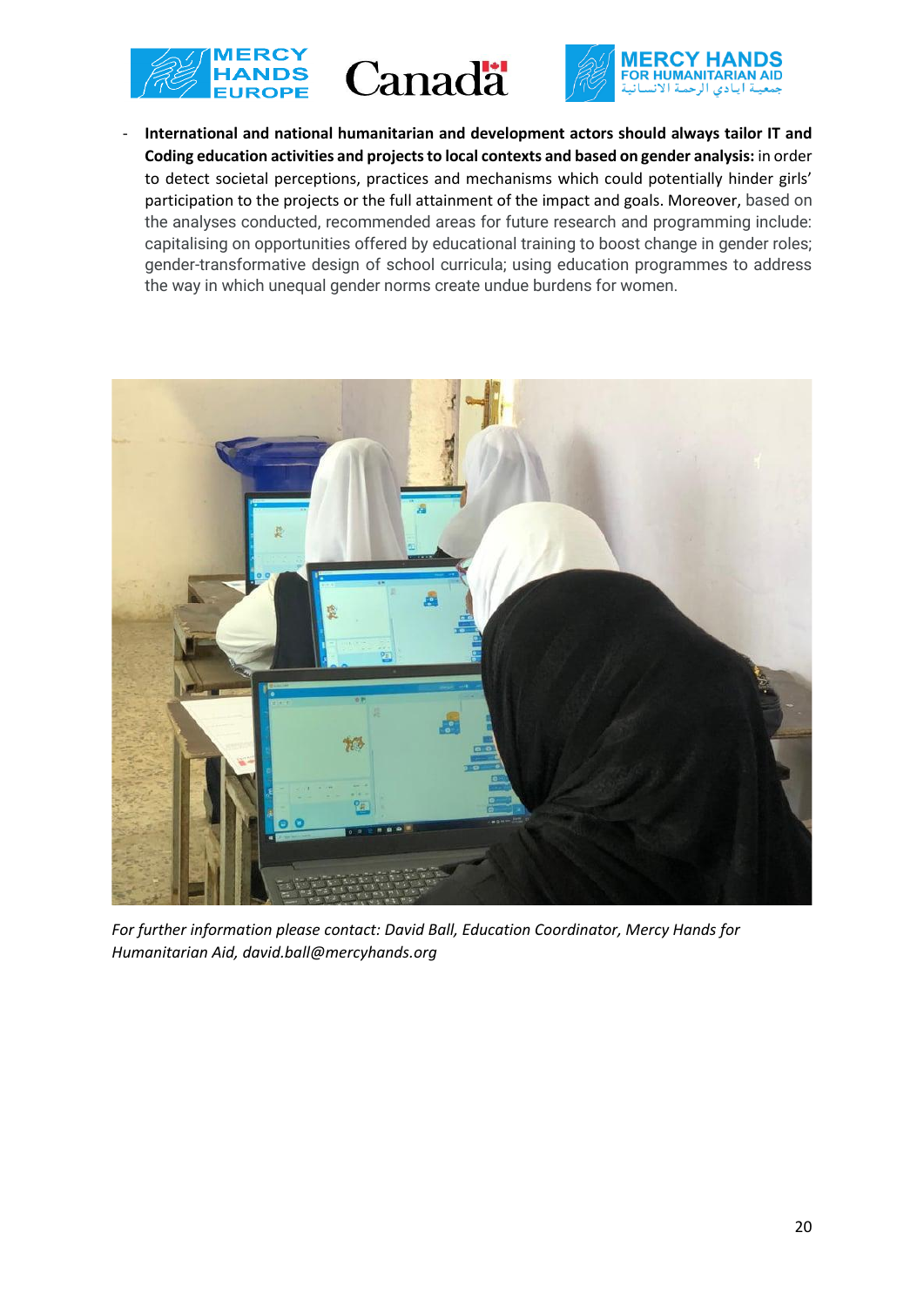- **International and national humanitarian and development actors should always tailor IT and Coding education activities and projects to local contexts and based on gender analysis:** in order to detect societal perceptions, practices and mechanisms which could potentially hinder girls' participation to the projects or the full attainment of the impact and goals. Moreover, based on the analyses conducted, recommended areas for future research and programming include: capitalising on opportunities offered by educational training to boost change in gender roles; gender-transformative design of school curricula; using education programmes to address the way in which unequal gender norms create undue burdens for women.

*For further information please contact: David Ball, Education Coordinator, Mercy Hands for Humanitarian Aid, david.ball@mercyhands.org*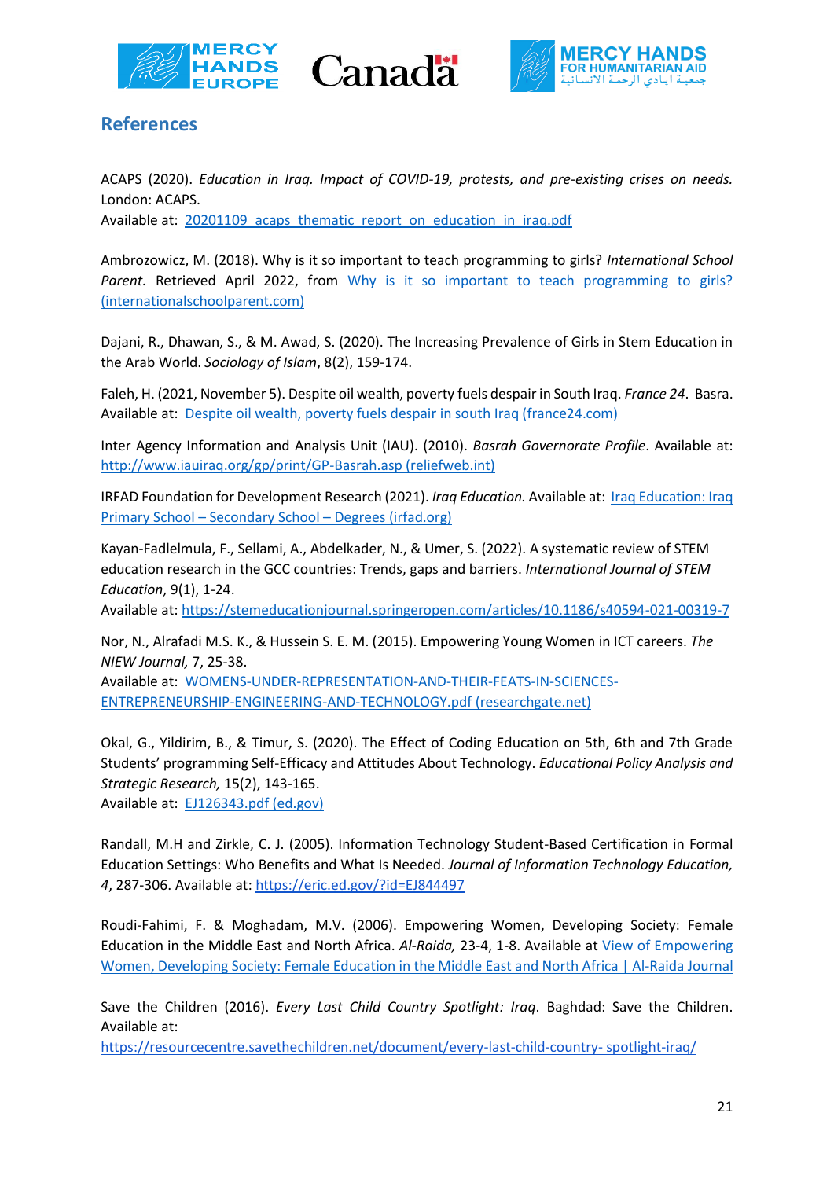## References

ACAPS (2020). *Education in Iraq. Impact of COVID-19, protests, and pre-existing crises on needs.* London: ACAPS.
Available at: [20201109 acaps thematic report on education in iraq.pdf]

Ambrozowicz, M. (2018). Why is it so important to teach programming to girls? *International School Parent.* Retrieved April 2022, from [Why is it so important to teach programming to girls? (internationalschoolparent.com)]

Dajani, R., Dhawan, S., & M. Awad, S. (2020). The Increasing Prevalence of Girls in Stem Education in the Arab World. *Sociology of Islam*, 8(2), 159-174.

Faleh, H. (2021, November 5). Despite oil wealth, poverty fuels despair in South Iraq. *France 24*. Basra. Available at: [Despite oil wealth, poverty fuels despair in south Iraq (france24.com)]

Inter Agency Information and Analysis Unit (IAU). (2010). *Basrah Governorate Profile*. Available at: [http://www.iauiraq.org/gp/print/GP-Basrah.asp (reliefweb.int)]

IRFAD Foundation for Development Research (2021). *Iraq Education.* Available at: [Iraq Education: Iraq Primary School – Secondary School – Degrees (irfad.org)]

Kayan-Fadlelmula, F., Sellami, A., Abdelkader, N., & Umer, S. (2022). A systematic review of STEM education research in the GCC countries: Trends, gaps and barriers. *International Journal of STEM Education*, 9(1), 1-24.
Available at: https://stemeducationjournal.springeropen.com/articles/10.1186/s40594-021-00319-7

Nor, N., Alrafadi M.S. K., & Hussein S. E. M. (2015). Empowering Young Women in ICT careers. *The NIEW Journal,* 7, 25-38.
Available at: [WOMENS-UNDER-REPRESENTATION-AND-THEIR-FEATS-IN-SCIENCES-ENTREPRENEURSHIP-ENGINEERING-AND-TECHNOLOGY.pdf (researchgate.net)]

Okal, G., Yildirim, B., & Timur, S. (2020). The Effect of Coding Education on 5th, 6th and 7th Grade Students' programming Self-Efficacy and Attitudes About Technology. *Educational Policy Analysis and Strategic Research,* 15(2), 143-165.
Available at: [EJ126343.pdf (ed.gov)]

Randall, M.H and Zirkle, C. J. (2005). Information Technology Student-Based Certification in Formal Education Settings: Who Benefits and What Is Needed. *Journal of Information Technology Education, 4*, 287-306. Available at: https://eric.ed.gov/?id=EJ844497

Roudi-Fahimi, F. & Moghadam, M.V. (2006). Empowering Women, Developing Society: Female Education in the Middle East and North Africa. *Al-Raida,* 23-4, 1-8. Available at [View of Empowering Women, Developing Society: Female Education in the Middle East and North Africa | Al-Raida Journal]

Save the Children (2016). *Every Last Child Country Spotlight: Iraq*. Baghdad: Save the Children.
Available at:
https://resourcecentre.savethechildren.net/document/every-last-child-country- spotlight-iraq/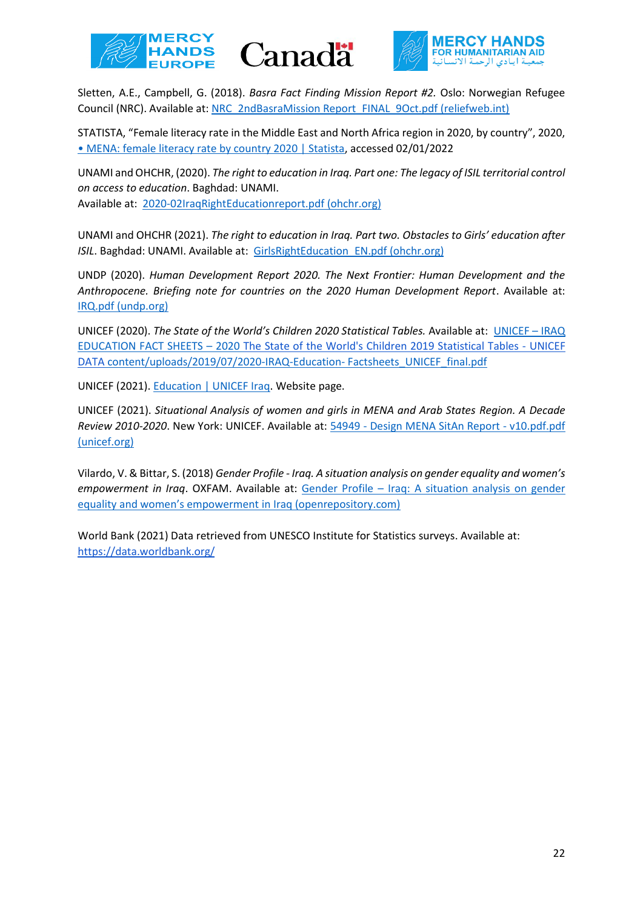Sletten, A.E., Campbell, G. (2018). *Basra Fact Finding Mission Report #2.* Oslo: Norwegian Refugee Council (NRC). Available at: NRC_2ndBasraMission Report_FINAL_9Oct.pdf (reliefweb.int)

STATISTA, "Female literacy rate in the Middle East and North Africa region in 2020, by country", 2020, • MENA: female literacy rate by country 2020 | Statista, accessed 02/01/2022

UNAMI and OHCHR, (2020). *The right to education in Iraq. Part one: The legacy of ISIL territorial control on access to education*. Baghdad: UNAMI.
Available at: 2020-02IraqRightEducationreport.pdf (ohchr.org)

UNAMI and OHCHR (2021). *The right to education in Iraq. Part two. Obstacles to Girls' education after ISIL*. Baghdad: UNAMI. Available at: GirlsRightEducation_EN.pdf (ohchr.org)

UNDP (2020). *Human Development Report 2020. The Next Frontier: Human Development and the Anthropocene. Briefing note for countries on the 2020 Human Development Report*. Available at: IRQ.pdf (undp.org)

UNICEF (2020). *The State of the World's Children 2020 Statistical Tables.* Available at: UNICEF – IRAQ EDUCATION FACT SHEETS – 2020 The State of the World's Children 2019 Statistical Tables - UNICEF DATA content/uploads/2019/07/2020-IRAQ-Education- Factsheets_UNICEF_final.pdf

UNICEF (2021). Education | UNICEF Iraq. Website page.

UNICEF (2021). *Situational Analysis of women and girls in MENA and Arab States Region. A Decade Review 2010-2020*. New York: UNICEF. Available at: 54949 - Design MENA SitAn Report - v10.pdf.pdf (unicef.org)

Vilardo, V. & Bittar, S. (2018) *Gender Profile - Iraq. A situation analysis on gender equality and women's empowerment in Iraq*. OXFAM. Available at: Gender Profile – Iraq: A situation analysis on gender equality and women's empowerment in Iraq (openrepository.com)

World Bank (2021) Data retrieved from UNESCO Institute for Statistics surveys. Available at: https://data.worldbank.org/